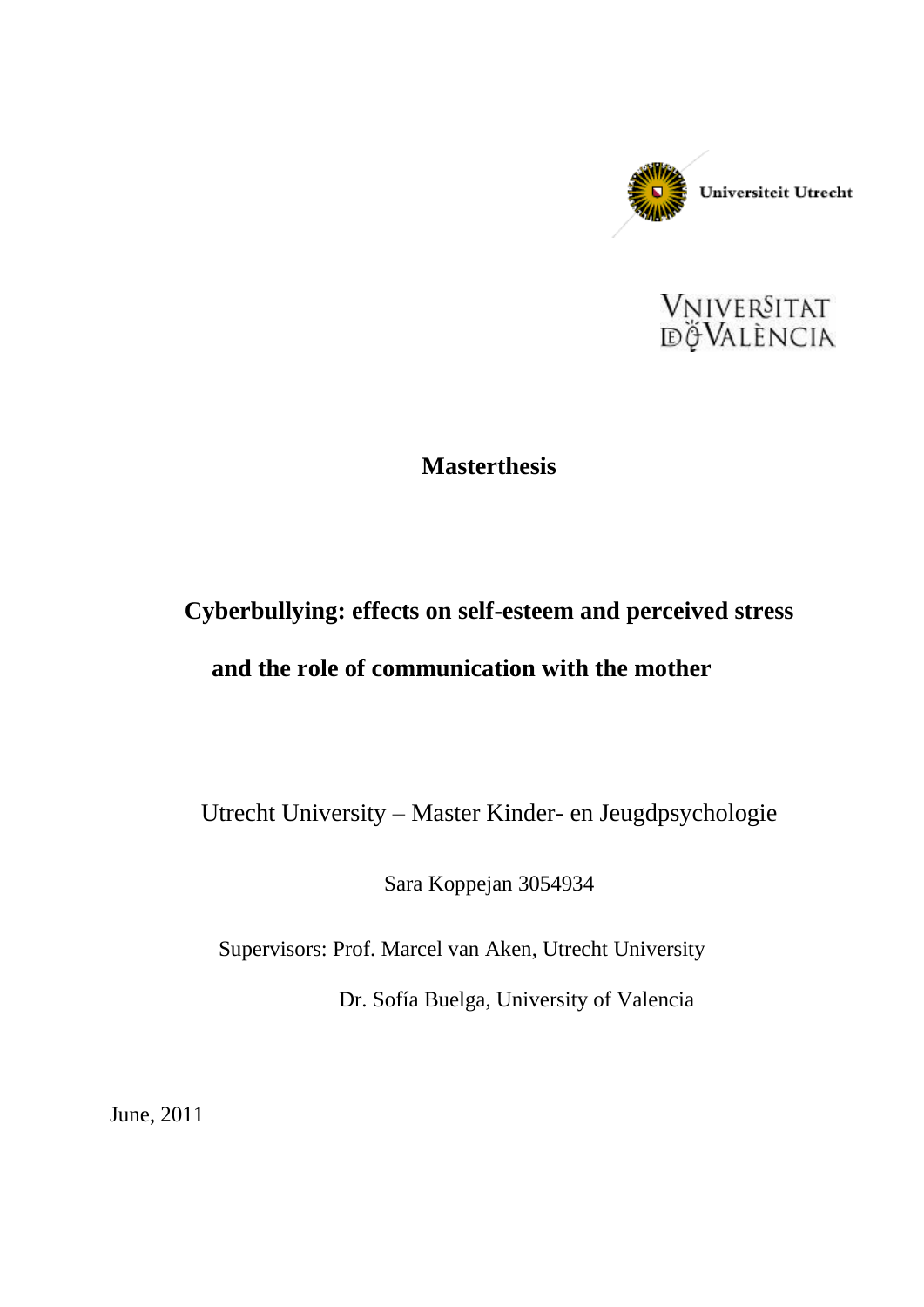Universiteit Utrecht

VNIVERSITAT DE VALÈNCIA

**Masterthesis**

# Cyberbullying: effects on self-esteem and perceived stress and the role of communication with the mother

Utrecht University – Master Kinder- en Jeugdpsychologie

Sara Koppejan 3054934

Supervisors: Prof. Marcel van Aken, Utrecht University

Dr. Sofía Buelga, University of Valencia

June, 2011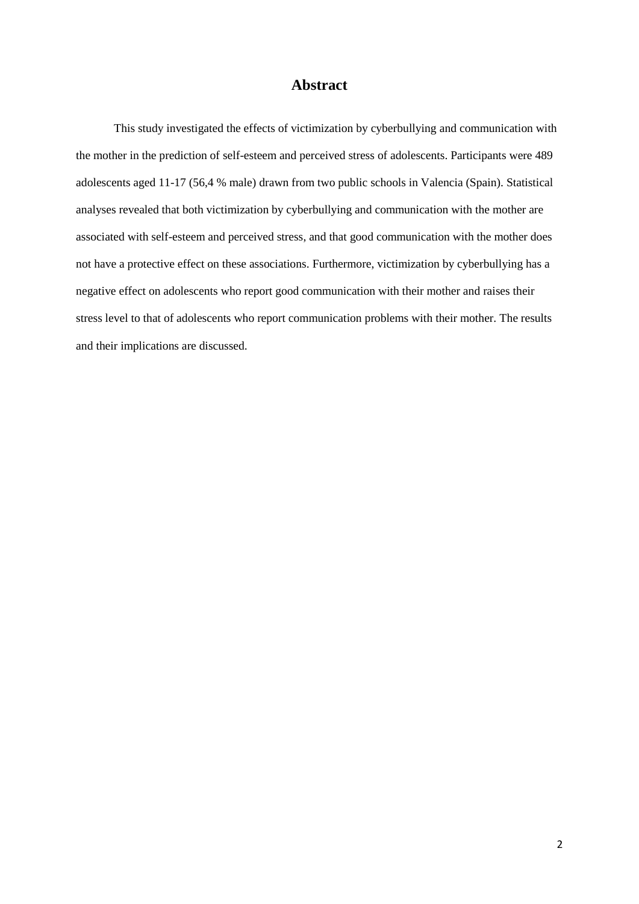# Abstract

This study investigated the effects of victimization by cyberbullying and communication with the mother in the prediction of self-esteem and perceived stress of adolescents. Participants were 489 adolescents aged 11-17 (56,4 % male) drawn from two public schools in Valencia (Spain). Statistical analyses revealed that both victimization by cyberbullying and communication with the mother are associated with self-esteem and perceived stress, and that good communication with the mother does not have a protective effect on these associations. Furthermore, victimization by cyberbullying has a negative effect on adolescents who report good communication with their mother and raises their stress level to that of adolescents who report communication problems with their mother. The results and their implications are discussed.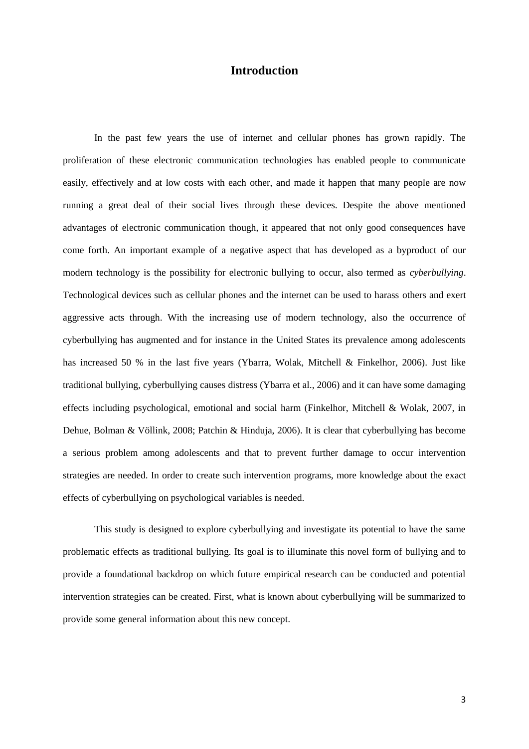# Introduction

In the past few years the use of internet and cellular phones has grown rapidly. The proliferation of these electronic communication technologies has enabled people to communicate easily, effectively and at low costs with each other, and made it happen that many people are now running a great deal of their social lives through these devices. Despite the above mentioned advantages of electronic communication though, it appeared that not only good consequences have come forth. An important example of a negative aspect that has developed as a byproduct of our modern technology is the possibility for electronic bullying to occur, also termed as *cyberbullying*. Technological devices such as cellular phones and the internet can be used to harass others and exert aggressive acts through. With the increasing use of modern technology, also the occurrence of cyberbullying has augmented and for instance in the United States its prevalence among adolescents has increased 50 % in the last five years (Ybarra, Wolak, Mitchell & Finkelhor, 2006). Just like traditional bullying, cyberbullying causes distress (Ybarra et al., 2006) and it can have some damaging effects including psychological, emotional and social harm (Finkelhor, Mitchell & Wolak, 2007, in Dehue, Bolman & Völlink, 2008; Patchin & Hinduja, 2006). It is clear that cyberbullying has become a serious problem among adolescents and that to prevent further damage to occur intervention strategies are needed. In order to create such intervention programs, more knowledge about the exact effects of cyberbullying on psychological variables is needed.

This study is designed to explore cyberbullying and investigate its potential to have the same problematic effects as traditional bullying. Its goal is to illuminate this novel form of bullying and to provide a foundational backdrop on which future empirical research can be conducted and potential intervention strategies can be created. First, what is known about cyberbullying will be summarized to provide some general information about this new concept.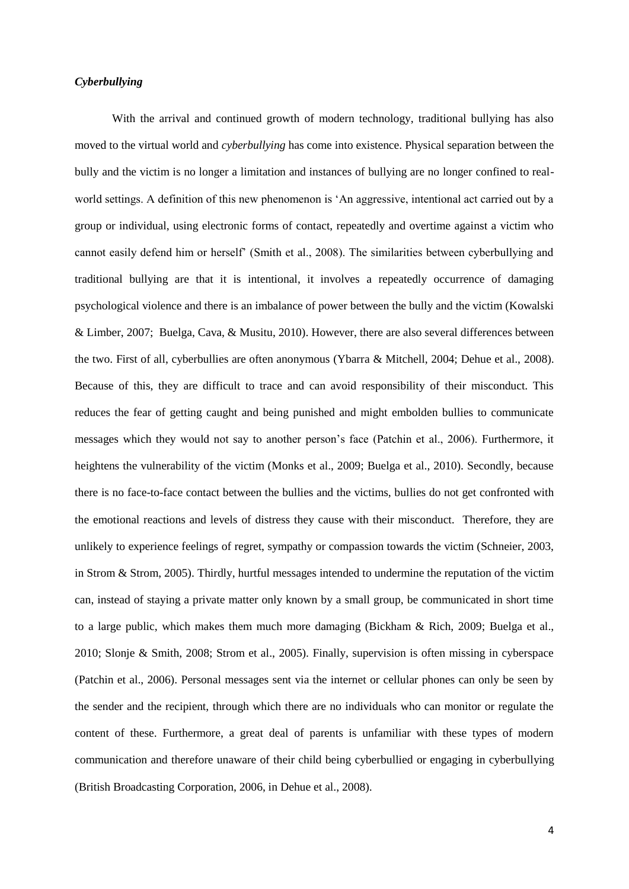### *Cyberbullying*

With the arrival and continued growth of modern technology, traditional bullying has also moved to the virtual world and *cyberbullying* has come into existence. Physical separation between the bully and the victim is no longer a limitation and instances of bullying are no longer confined to real-world settings. A definition of this new phenomenon is 'An aggressive, intentional act carried out by a group or individual, using electronic forms of contact, repeatedly and overtime against a victim who cannot easily defend him or herself' (Smith et al., 2008). The similarities between cyberbullying and traditional bullying are that it is intentional, it involves a repeatedly occurrence of damaging psychological violence and there is an imbalance of power between the bully and the victim (Kowalski & Limber, 2007; Buelga, Cava, & Musitu, 2010). However, there are also several differences between the two. First of all, cyberbullies are often anonymous (Ybarra & Mitchell, 2004; Dehue et al., 2008). Because of this, they are difficult to trace and can avoid responsibility of their misconduct. This reduces the fear of getting caught and being punished and might embolden bullies to communicate messages which they would not say to another person's face (Patchin et al., 2006). Furthermore, it heightens the vulnerability of the victim (Monks et al., 2009; Buelga et al., 2010). Secondly, because there is no face-to-face contact between the bullies and the victims, bullies do not get confronted with the emotional reactions and levels of distress they cause with their misconduct. Therefore, they are unlikely to experience feelings of regret, sympathy or compassion towards the victim (Schneier, 2003, in Strom & Strom, 2005). Thirdly, hurtful messages intended to undermine the reputation of the victim can, instead of staying a private matter only known by a small group, be communicated in short time to a large public, which makes them much more damaging (Bickham & Rich, 2009; Buelga et al., 2010; Slonje & Smith, 2008; Strom et al., 2005). Finally, supervision is often missing in cyberspace (Patchin et al., 2006). Personal messages sent via the internet or cellular phones can only be seen by the sender and the recipient, through which there are no individuals who can monitor or regulate the content of these. Furthermore, a great deal of parents is unfamiliar with these types of modern communication and therefore unaware of their child being cyberbullied or engaging in cyberbullying (British Broadcasting Corporation, 2006, in Dehue et al., 2008).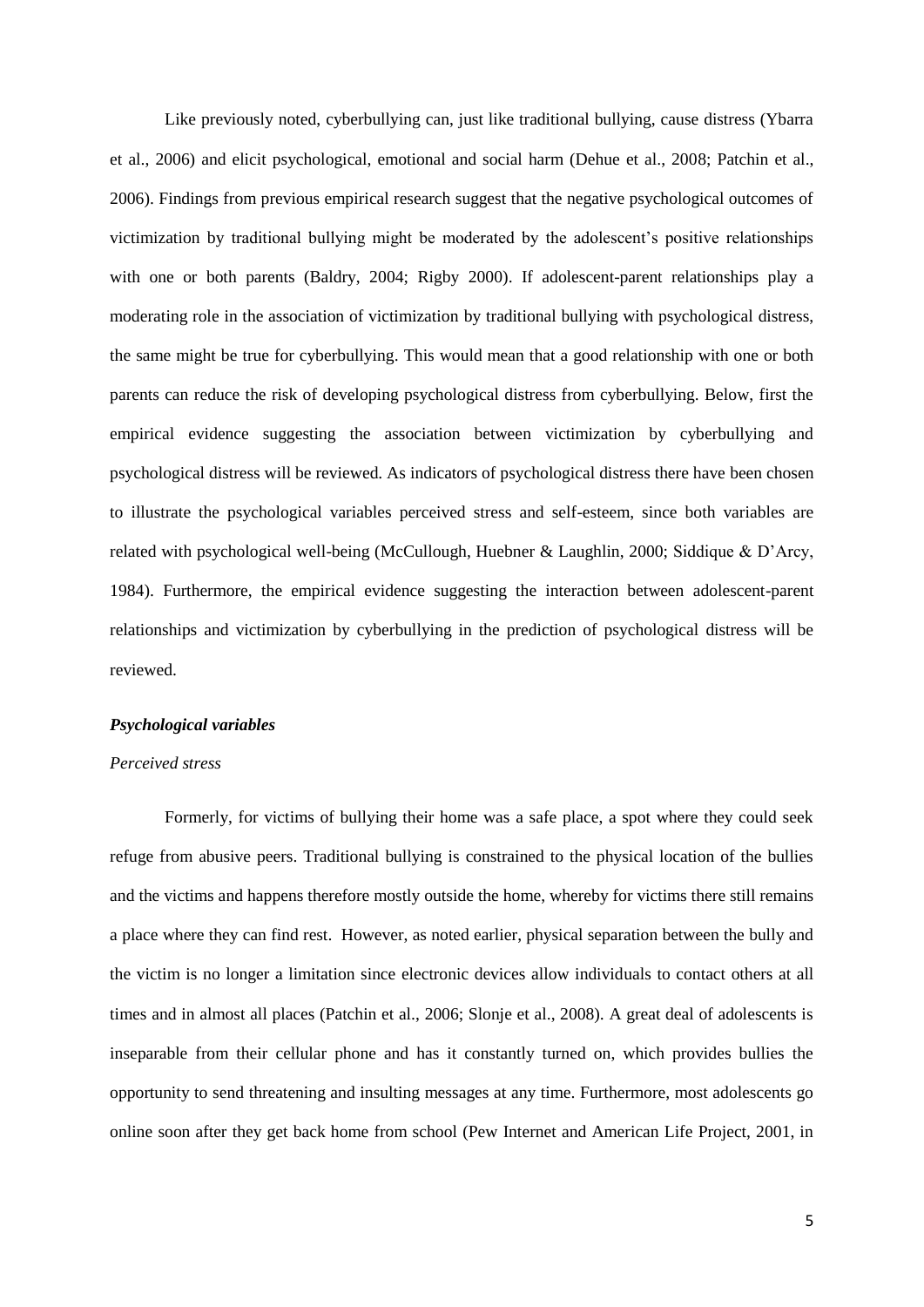Like previously noted, cyberbullying can, just like traditional bullying, cause distress (Ybarra et al., 2006) and elicit psychological, emotional and social harm (Dehue et al., 2008; Patchin et al., 2006). Findings from previous empirical research suggest that the negative psychological outcomes of victimization by traditional bullying might be moderated by the adolescent's positive relationships with one or both parents (Baldry, 2004; Rigby 2000). If adolescent-parent relationships play a moderating role in the association of victimization by traditional bullying with psychological distress, the same might be true for cyberbullying. This would mean that a good relationship with one or both parents can reduce the risk of developing psychological distress from cyberbullying. Below, first the empirical evidence suggesting the association between victimization by cyberbullying and psychological distress will be reviewed. As indicators of psychological distress there have been chosen to illustrate the psychological variables perceived stress and self-esteem, since both variables are related with psychological well-being (McCullough, Huebner & Laughlin, 2000; Siddique & D'Arcy, 1984). Furthermore, the empirical evidence suggesting the interaction between adolescent-parent relationships and victimization by cyberbullying in the prediction of psychological distress will be reviewed.

### *Psychological variables*

#### *Perceived stress*

Formerly, for victims of bullying their home was a safe place, a spot where they could seek refuge from abusive peers. Traditional bullying is constrained to the physical location of the bullies and the victims and happens therefore mostly outside the home, whereby for victims there still remains a place where they can find rest. However, as noted earlier, physical separation between the bully and the victim is no longer a limitation since electronic devices allow individuals to contact others at all times and in almost all places (Patchin et al., 2006; Slonje et al., 2008). A great deal of adolescents is inseparable from their cellular phone and has it constantly turned on, which provides bullies the opportunity to send threatening and insulting messages at any time. Furthermore, most adolescents go online soon after they get back home from school (Pew Internet and American Life Project, 2001, in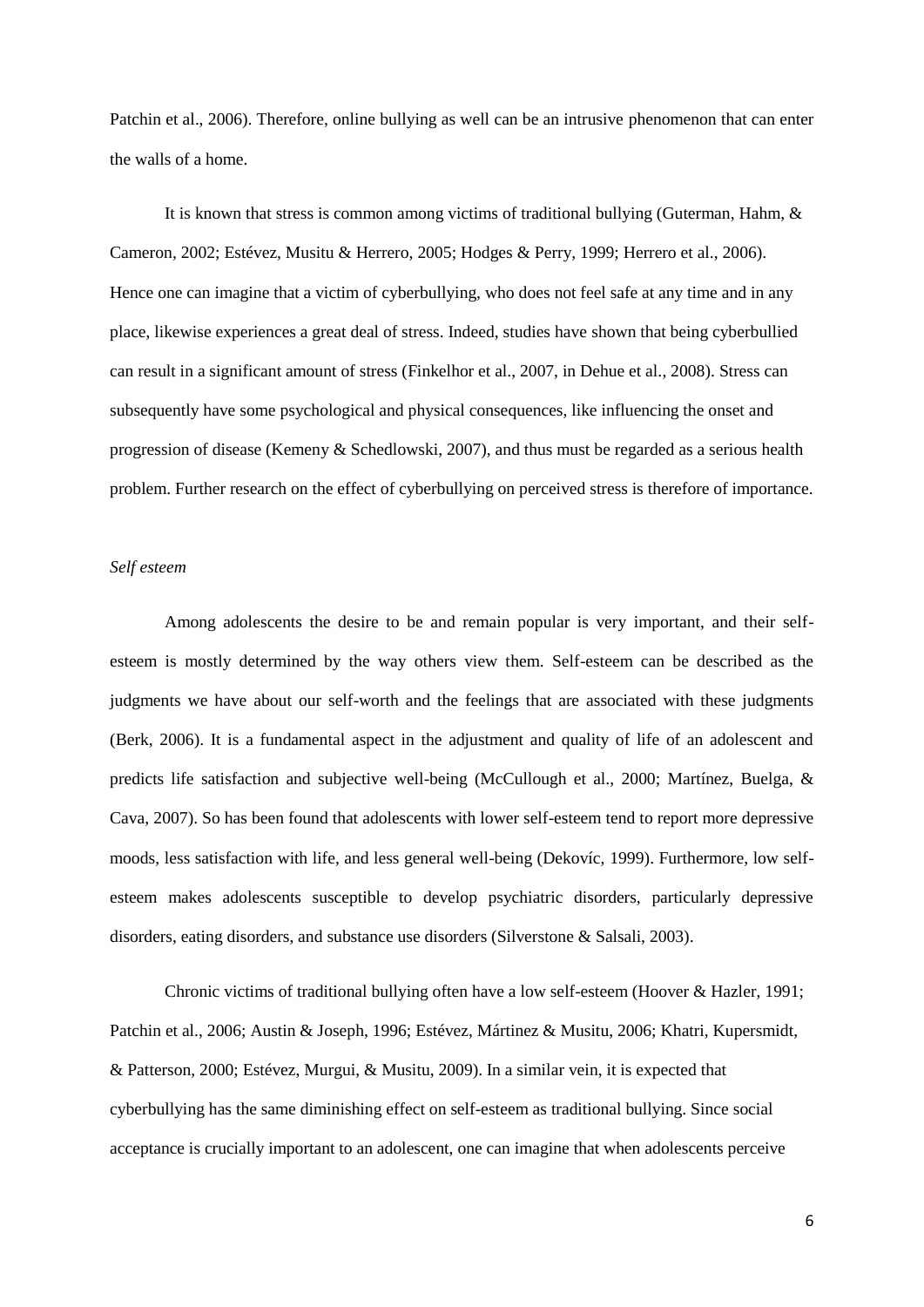Patchin et al., 2006). Therefore, online bullying as well can be an intrusive phenomenon that can enter the walls of a home.

It is known that stress is common among victims of traditional bullying (Guterman, Hahm, & Cameron, 2002; Estévez, Musitu & Herrero, 2005; Hodges & Perry, 1999; Herrero et al., 2006). Hence one can imagine that a victim of cyberbullying, who does not feel safe at any time and in any place, likewise experiences a great deal of stress. Indeed, studies have shown that being cyberbullied can result in a significant amount of stress (Finkelhor et al., 2007, in Dehue et al., 2008). Stress can subsequently have some psychological and physical consequences, like influencing the onset and progression of disease (Kemeny & Schedlowski, 2007), and thus must be regarded as a serious health problem. Further research on the effect of cyberbullying on perceived stress is therefore of importance.

*Self esteem*

Among adolescents the desire to be and remain popular is very important, and their self-esteem is mostly determined by the way others view them. Self-esteem can be described as the judgments we have about our self-worth and the feelings that are associated with these judgments (Berk, 2006). It is a fundamental aspect in the adjustment and quality of life of an adolescent and predicts life satisfaction and subjective well-being (McCullough et al., 2000; Martínez, Buelga, & Cava, 2007). So has been found that adolescents with lower self-esteem tend to report more depressive moods, less satisfaction with life, and less general well-being (Dekovíc, 1999). Furthermore, low self-esteem makes adolescents susceptible to develop psychiatric disorders, particularly depressive disorders, eating disorders, and substance use disorders (Silverstone & Salsali, 2003).

Chronic victims of traditional bullying often have a low self-esteem (Hoover & Hazler, 1991; Patchin et al., 2006; Austin & Joseph, 1996; Estévez, Mártinez & Musitu, 2006; Khatri, Kupersmidt, & Patterson, 2000; Estévez, Murgui, & Musitu, 2009). In a similar vein, it is expected that cyberbullying has the same diminishing effect on self-esteem as traditional bullying. Since social acceptance is crucially important to an adolescent, one can imagine that when adolescents perceive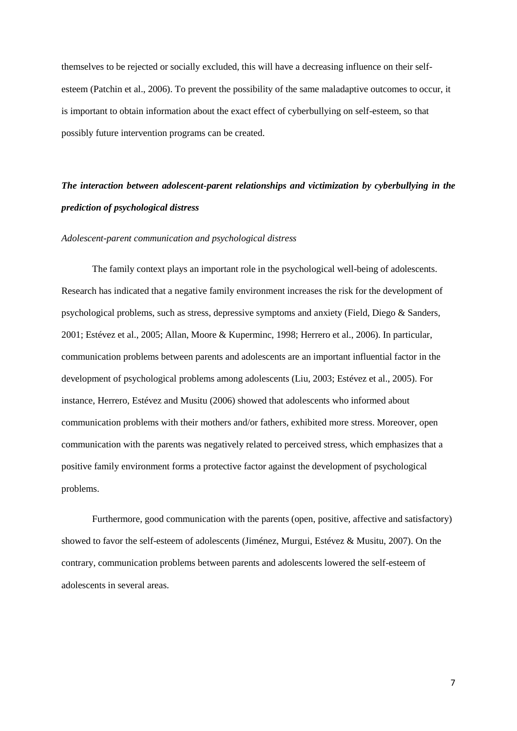themselves to be rejected or socially excluded, this will have a decreasing influence on their self-esteem (Patchin et al., 2006). To prevent the possibility of the same maladaptive outcomes to occur, it is important to obtain information about the exact effect of cyberbullying on self-esteem, so that possibly future intervention programs can be created.

## *The interaction between adolescent-parent relationships and victimization by cyberbullying in the prediction of psychological distress*

### *Adolescent-parent communication and psychological distress*

The family context plays an important role in the psychological well-being of adolescents. Research has indicated that a negative family environment increases the risk for the development of psychological problems, such as stress, depressive symptoms and anxiety (Field, Diego & Sanders, 2001; Estévez et al., 2005; Allan, Moore & Kuperminc, 1998; Herrero et al., 2006). In particular, communication problems between parents and adolescents are an important influential factor in the development of psychological problems among adolescents (Liu, 2003; Estévez et al., 2005). For instance, Herrero, Estévez and Musitu (2006) showed that adolescents who informed about communication problems with their mothers and/or fathers, exhibited more stress. Moreover, open communication with the parents was negatively related to perceived stress, which emphasizes that a positive family environment forms a protective factor against the development of psychological problems.

Furthermore, good communication with the parents (open, positive, affective and satisfactory) showed to favor the self-esteem of adolescents (Jiménez, Murgui, Estévez & Musitu, 2007). On the contrary, communication problems between parents and adolescents lowered the self-esteem of adolescents in several areas.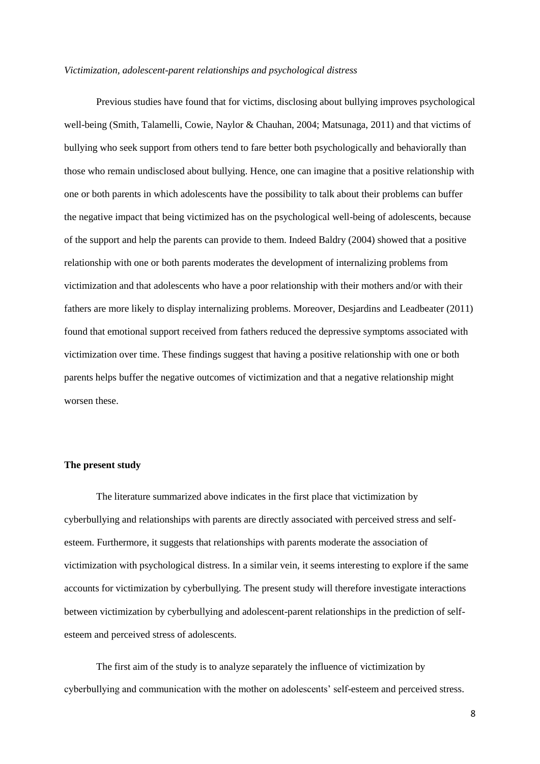*Victimization, adolescent-parent relationships and psychological distress*

Previous studies have found that for victims, disclosing about bullying improves psychological well-being (Smith, Talamelli, Cowie, Naylor & Chauhan, 2004; Matsunaga, 2011) and that victims of bullying who seek support from others tend to fare better both psychologically and behaviorally than those who remain undisclosed about bullying. Hence, one can imagine that a positive relationship with one or both parents in which adolescents have the possibility to talk about their problems can buffer the negative impact that being victimized has on the psychological well-being of adolescents, because of the support and help the parents can provide to them. Indeed Baldry (2004) showed that a positive relationship with one or both parents moderates the development of internalizing problems from victimization and that adolescents who have a poor relationship with their mothers and/or with their fathers are more likely to display internalizing problems. Moreover, Desjardins and Leadbeater (2011) found that emotional support received from fathers reduced the depressive symptoms associated with victimization over time. These findings suggest that having a positive relationship with one or both parents helps buffer the negative outcomes of victimization and that a negative relationship might worsen these.

**The present study**

The literature summarized above indicates in the first place that victimization by cyberbullying and relationships with parents are directly associated with perceived stress and self-esteem. Furthermore, it suggests that relationships with parents moderate the association of victimization with psychological distress. In a similar vein, it seems interesting to explore if the same accounts for victimization by cyberbullying. The present study will therefore investigate interactions between victimization by cyberbullying and adolescent-parent relationships in the prediction of self-esteem and perceived stress of adolescents.

The first aim of the study is to analyze separately the influence of victimization by cyberbullying and communication with the mother on adolescents' self-esteem and perceived stress.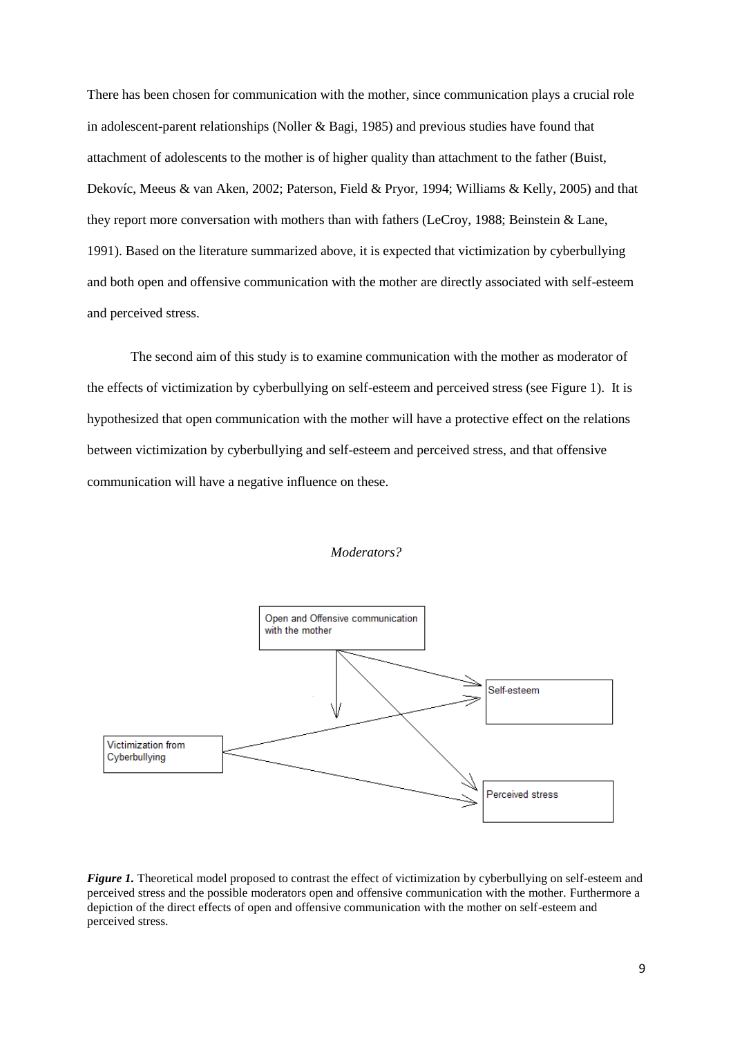There has been chosen for communication with the mother, since communication plays a crucial role in adolescent-parent relationships (Noller & Bagi, 1985) and previous studies have found that attachment of adolescents to the mother is of higher quality than attachment to the father (Buist, Dekovíc, Meeus & van Aken, 2002; Paterson, Field & Pryor, 1994; Williams & Kelly, 2005) and that they report more conversation with mothers than with fathers (LeCroy, 1988; Beinstein & Lane, 1991). Based on the literature summarized above, it is expected that victimization by cyberbullying and both open and offensive communication with the mother are directly associated with self-esteem and perceived stress.

The second aim of this study is to examine communication with the mother as moderator of the effects of victimization by cyberbullying on self-esteem and perceived stress (see Figure 1). It is hypothesized that open communication with the mother will have a protective effect on the relations between victimization by cyberbullying and self-esteem and perceived stress, and that offensive communication will have a negative influence on these.

*Moderators?*

Open and Offensive communication with the mother

Self-esteem

Victimization from Cyberbullying

Perceived stress

***Figure 1.*** Theoretical model proposed to contrast the effect of victimization by cyberbullying on self-esteem and perceived stress and the possible moderators open and offensive communication with the mother. Furthermore a depiction of the direct effects of open and offensive communication with the mother on self-esteem and perceived stress.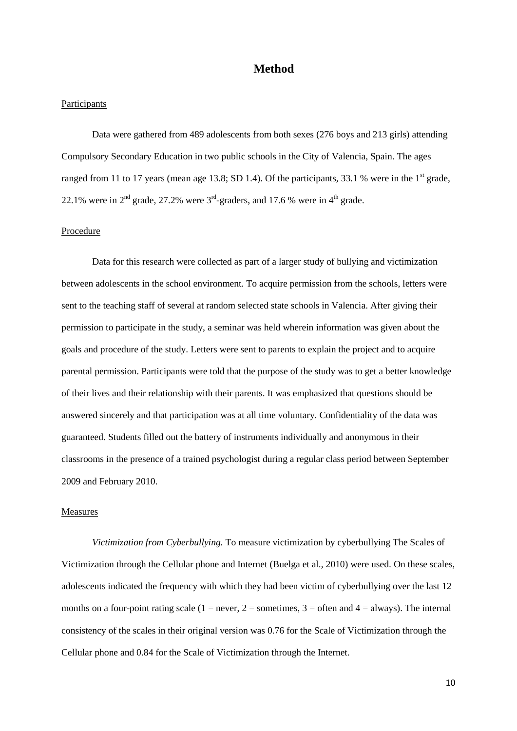# Method

## Participants

Data were gathered from 489 adolescents from both sexes (276 boys and 213 girls) attending Compulsory Secondary Education in two public schools in the City of Valencia, Spain. The ages ranged from 11 to 17 years (mean age 13.8; SD 1.4). Of the participants, 33.1 % were in the 1st grade, 22.1% were in 2nd grade, 27.2% were 3rd-graders, and 17.6 % were in 4th grade.

## Procedure

Data for this research were collected as part of a larger study of bullying and victimization between adolescents in the school environment. To acquire permission from the schools, letters were sent to the teaching staff of several at random selected state schools in Valencia. After giving their permission to participate in the study, a seminar was held wherein information was given about the goals and procedure of the study. Letters were sent to parents to explain the project and to acquire parental permission. Participants were told that the purpose of the study was to get a better knowledge of their lives and their relationship with their parents. It was emphasized that questions should be answered sincerely and that participation was at all time voluntary. Confidentiality of the data was guaranteed. Students filled out the battery of instruments individually and anonymous in their classrooms in the presence of a trained psychologist during a regular class period between September 2009 and February 2010.

## Measures

*Victimization from Cyberbullying.* To measure victimization by cyberbullying The Scales of Victimization through the Cellular phone and Internet (Buelga et al., 2010) were used. On these scales, adolescents indicated the frequency with which they had been victim of cyberbullying over the last 12 months on a four-point rating scale (1 = never, 2 = sometimes, 3 = often and 4 = always). The internal consistency of the scales in their original version was 0.76 for the Scale of Victimization through the Cellular phone and 0.84 for the Scale of Victimization through the Internet.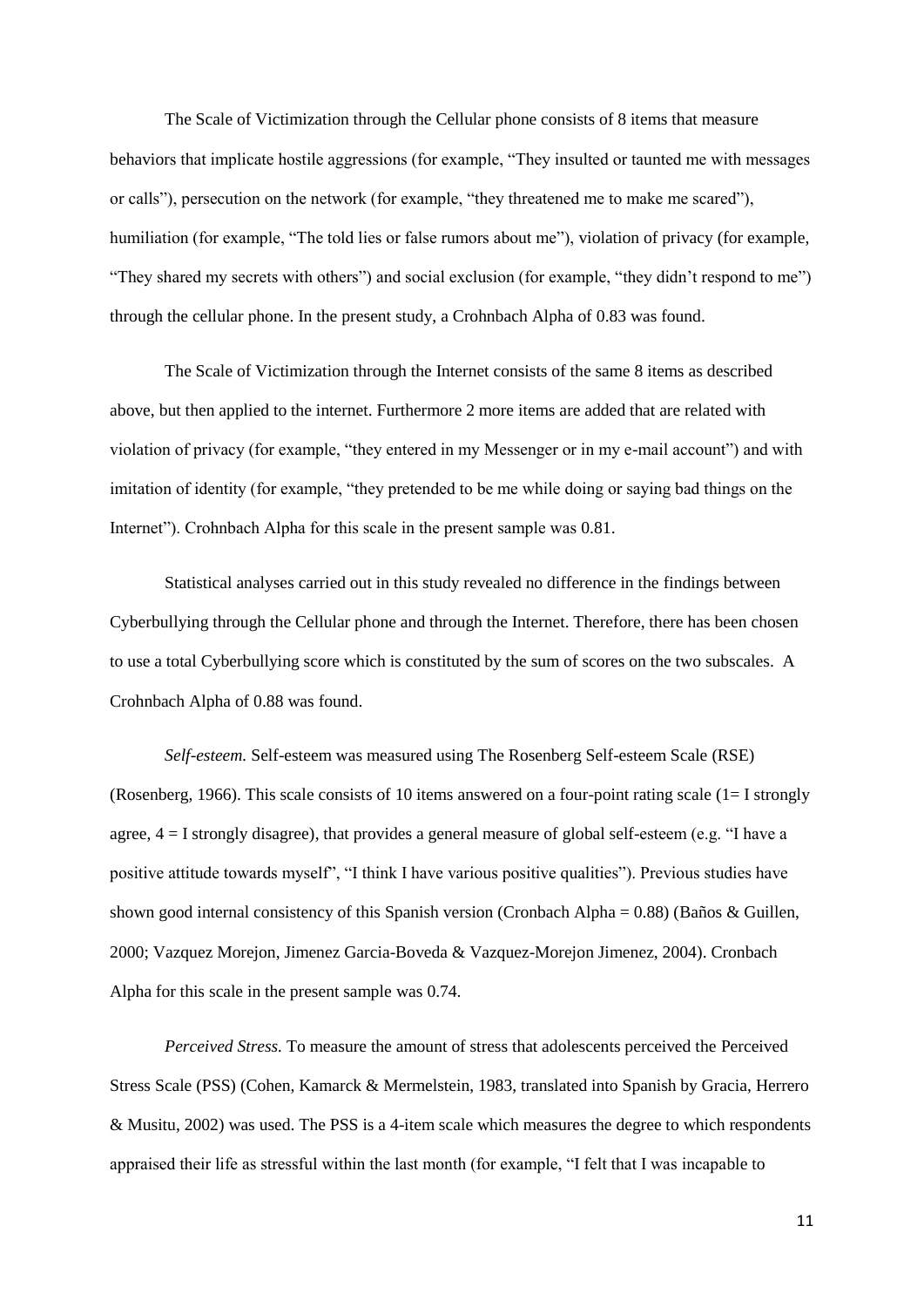The Scale of Victimization through the Cellular phone consists of 8 items that measure behaviors that implicate hostile aggressions (for example, "They insulted or taunted me with messages or calls"), persecution on the network (for example, "they threatened me to make me scared"), humiliation (for example, "The told lies or false rumors about me"), violation of privacy (for example, "They shared my secrets with others") and social exclusion (for example, "they didn't respond to me") through the cellular phone. In the present study, a Crohnbach Alpha of 0.83 was found.

The Scale of Victimization through the Internet consists of the same 8 items as described above, but then applied to the internet. Furthermore 2 more items are added that are related with violation of privacy (for example, "they entered in my Messenger or in my e-mail account") and with imitation of identity (for example, "they pretended to be me while doing or saying bad things on the Internet"). Crohnbach Alpha for this scale in the present sample was 0.81.

Statistical analyses carried out in this study revealed no difference in the findings between Cyberbullying through the Cellular phone and through the Internet. Therefore, there has been chosen to use a total Cyberbullying score which is constituted by the sum of scores on the two subscales. A Crohnbach Alpha of 0.88 was found.

*Self-esteem.* Self-esteem was measured using The Rosenberg Self-esteem Scale (RSE) (Rosenberg, 1966). This scale consists of 10 items answered on a four-point rating scale (1= I strongly agree, 4 = I strongly disagree), that provides a general measure of global self-esteem (e.g. "I have a positive attitude towards myself", "I think I have various positive qualities"). Previous studies have shown good internal consistency of this Spanish version (Cronbach Alpha = 0.88) (Baños & Guillen, 2000; Vazquez Morejon, Jimenez Garcia-Boveda & Vazquez-Morejon Jimenez, 2004). Cronbach Alpha for this scale in the present sample was 0.74.

*Perceived Stress.* To measure the amount of stress that adolescents perceived the Perceived Stress Scale (PSS) (Cohen, Kamarck & Mermelstein, 1983, translated into Spanish by Gracia, Herrero & Musitu, 2002) was used. The PSS is a 4-item scale which measures the degree to which respondents appraised their life as stressful within the last month (for example, "I felt that I was incapable to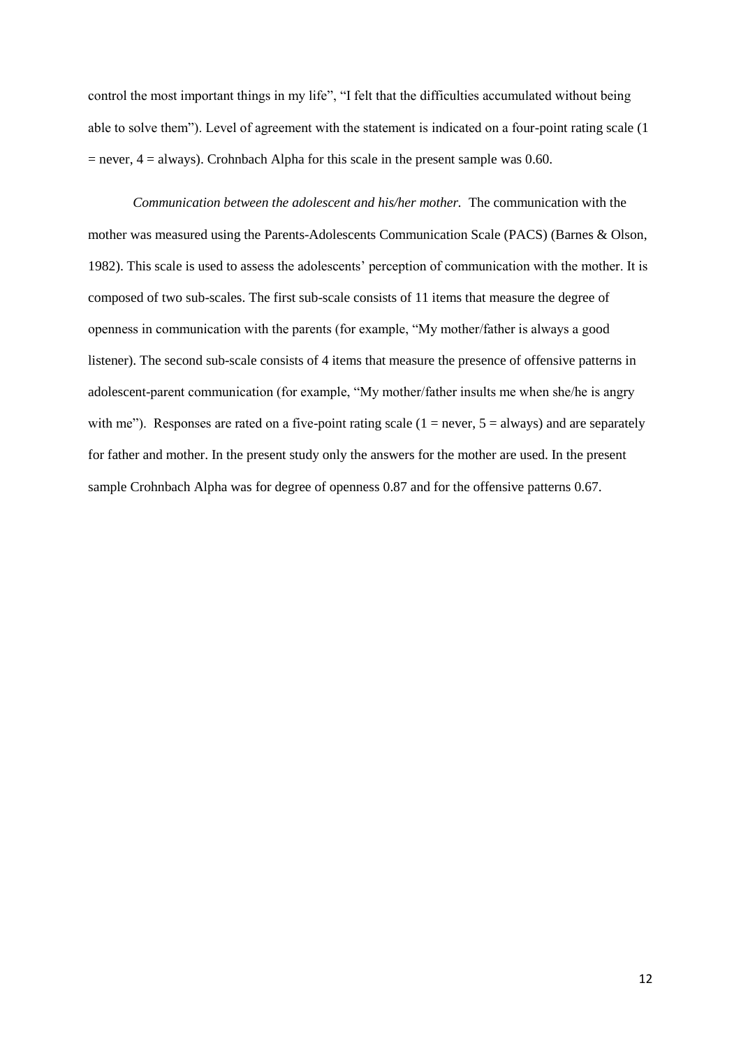control the most important things in my life", "I felt that the difficulties accumulated without being able to solve them"). Level of agreement with the statement is indicated on a four-point rating scale (1 = never, 4 = always). Crohnbach Alpha for this scale in the present sample was 0.60.

*Communication between the adolescent and his/her mother.* The communication with the mother was measured using the Parents-Adolescents Communication Scale (PACS) (Barnes & Olson, 1982). This scale is used to assess the adolescents' perception of communication with the mother. It is composed of two sub-scales. The first sub-scale consists of 11 items that measure the degree of openness in communication with the parents (for example, "My mother/father is always a good listener). The second sub-scale consists of 4 items that measure the presence of offensive patterns in adolescent-parent communication (for example, "My mother/father insults me when she/he is angry with me"). Responses are rated on a five-point rating scale (1 = never, 5 = always) and are separately for father and mother. In the present study only the answers for the mother are used. In the present sample Crohnbach Alpha was for degree of openness 0.87 and for the offensive patterns 0.67.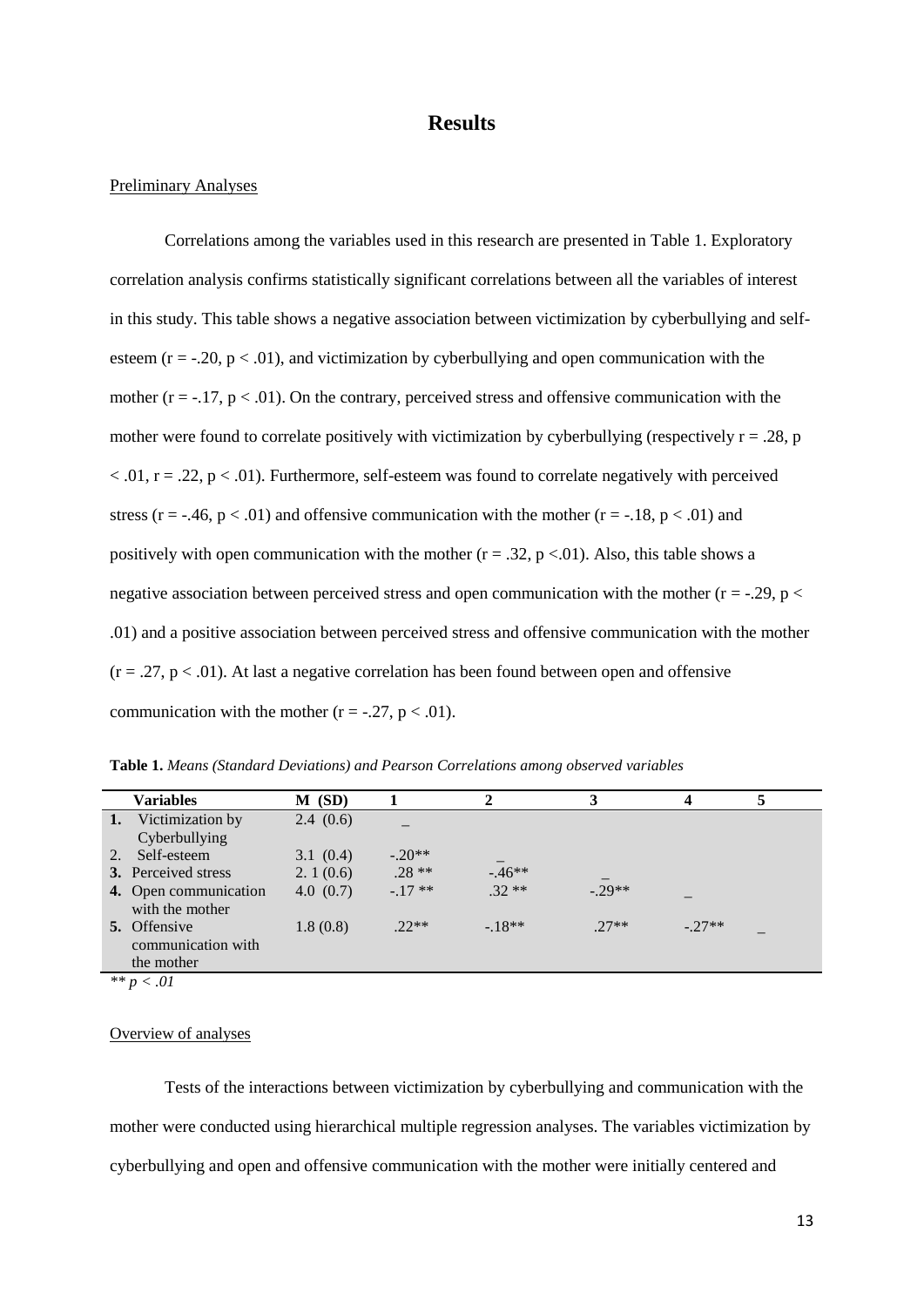# Results

Preliminary Analyses

Correlations among the variables used in this research are presented in Table 1. Exploratory correlation analysis confirms statistically significant correlations between all the variables of interest in this study. This table shows a negative association between victimization by cyberbullying and self-esteem ($r = -.20$, $p < .01$), and victimization by cyberbullying and open communication with the mother ($r = -.17$, $p < .01$). On the contrary, perceived stress and offensive communication with the mother were found to correlate positively with victimization by cyberbullying (respectively $r = .28$, $p < .01$, $r = .22$, $p < .01$). Furthermore, self-esteem was found to correlate negatively with perceived stress ($r = -.46$, $p < .01$) and offensive communication with the mother ($r = -.18$, $p < .01$) and positively with open communication with the mother ($r = .32$, $p <.01$). Also, this table shows a negative association between perceived stress and open communication with the mother ($r = -.29$, $p < .01$) and a positive association between perceived stress and offensive communication with the mother ($r = .27$, $p < .01$). At last a negative correlation has been found between open and offensive communication with the mother ($r = -.27$, $p < .01$).

**Table 1.** *Means (Standard Deviations) and Pearson Correlations among observed variables*

| Variables | M (SD) | 1 | 2 | 3 | 4 | 5 |
|---|---|---|---|---|---|---|
| **1.** Victimization by Cyberbullying | 2.4 (0.6) | _ | | | | |
| 2. Self-esteem | 3.1 (0.4) | -.20** | _ | | | |
| **3.** Perceived stress | 2. 1 (0.6) | .28 ** | -.46** | _ | | |
| **4.** Open communication with the mother | 4.0 (0.7) | -.17 ** | .32 ** | -.29** | _ | |
| **5.** Offensive communication with the mother | 1.8 (0.8) | .22** | -.18** | .27** | -.27** | _ |

*** p < .01*

Overview of analyses

Tests of the interactions between victimization by cyberbullying and communication with the mother were conducted using hierarchical multiple regression analyses. The variables victimization by cyberbullying and open and offensive communication with the mother were initially centered and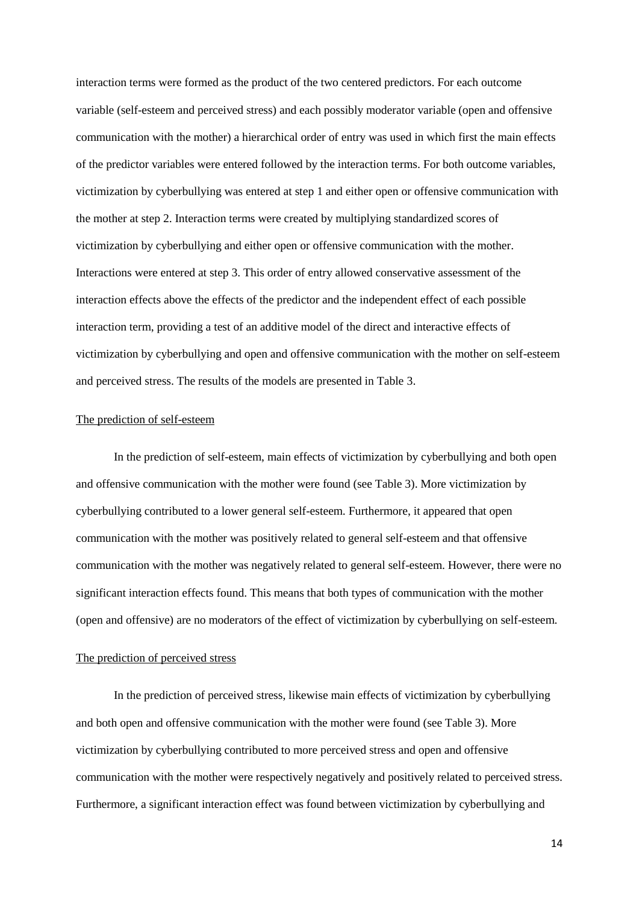interaction terms were formed as the product of the two centered predictors. For each outcome variable (self-esteem and perceived stress) and each possibly moderator variable (open and offensive communication with the mother) a hierarchical order of entry was used in which first the main effects of the predictor variables were entered followed by the interaction terms. For both outcome variables, victimization by cyberbullying was entered at step 1 and either open or offensive communication with the mother at step 2. Interaction terms were created by multiplying standardized scores of victimization by cyberbullying and either open or offensive communication with the mother. Interactions were entered at step 3. This order of entry allowed conservative assessment of the interaction effects above the effects of the predictor and the independent effect of each possible interaction term, providing a test of an additive model of the direct and interactive effects of victimization by cyberbullying and open and offensive communication with the mother on self-esteem and perceived stress. The results of the models are presented in Table 3.

<u>The prediction of self-esteem</u>

In the prediction of self-esteem, main effects of victimization by cyberbullying and both open and offensive communication with the mother were found (see Table 3). More victimization by cyberbullying contributed to a lower general self-esteem. Furthermore, it appeared that open communication with the mother was positively related to general self-esteem and that offensive communication with the mother was negatively related to general self-esteem. However, there were no significant interaction effects found. This means that both types of communication with the mother (open and offensive) are no moderators of the effect of victimization by cyberbullying on self-esteem.

<u>The prediction of perceived stress</u>

In the prediction of perceived stress, likewise main effects of victimization by cyberbullying and both open and offensive communication with the mother were found (see Table 3). More victimization by cyberbullying contributed to more perceived stress and open and offensive communication with the mother were respectively negatively and positively related to perceived stress. Furthermore, a significant interaction effect was found between victimization by cyberbullying and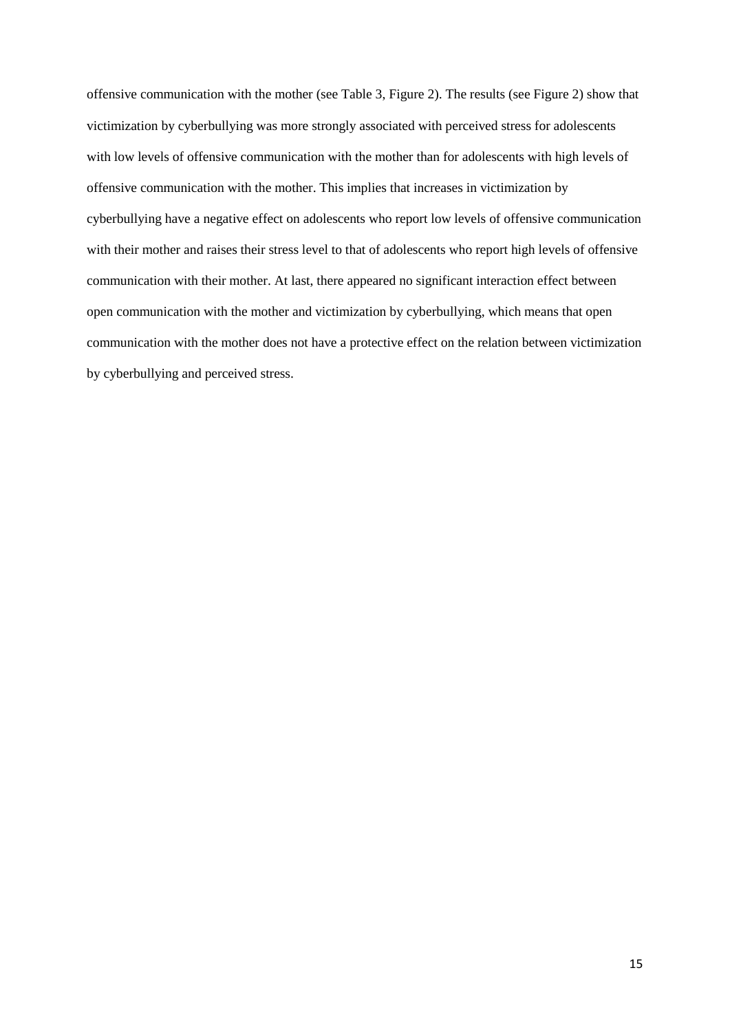offensive communication with the mother (see Table 3, Figure 2). The results (see Figure 2) show that victimization by cyberbullying was more strongly associated with perceived stress for adolescents with low levels of offensive communication with the mother than for adolescents with high levels of offensive communication with the mother. This implies that increases in victimization by cyberbullying have a negative effect on adolescents who report low levels of offensive communication with their mother and raises their stress level to that of adolescents who report high levels of offensive communication with their mother. At last, there appeared no significant interaction effect between open communication with the mother and victimization by cyberbullying, which means that open communication with the mother does not have a protective effect on the relation between victimization by cyberbullying and perceived stress.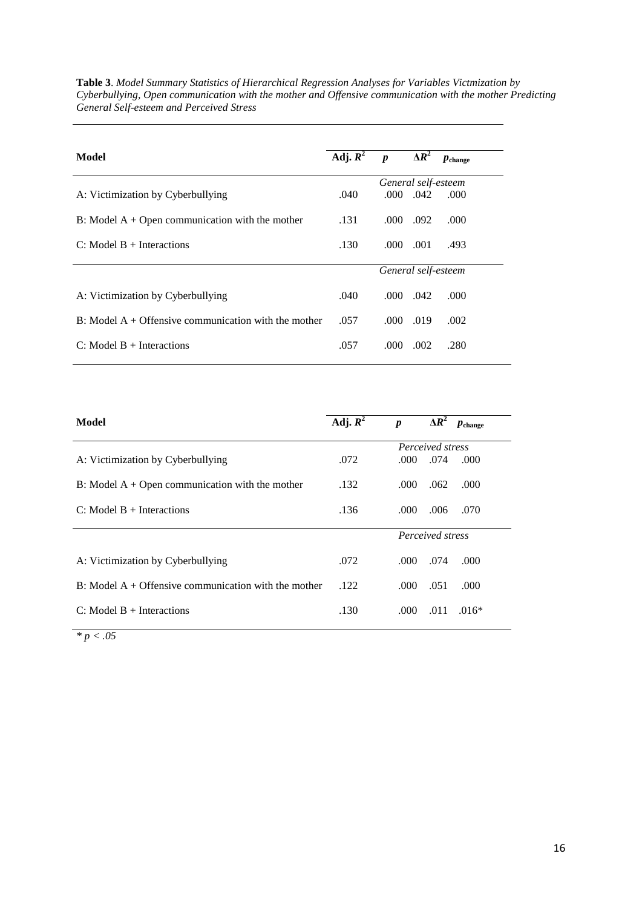**Table 3**. *Model Summary Statistics of Hierarchical Regression Analyses for Variables Victmization by Cyberbullying, Open communication with the mother and Offensive communication with the mother Predicting General Self-esteem and Perceived Stress*

| **Model** | **Adj. $R^2$** | ***p*** | **$\Delta R^2$** | **$p_{change}$** |
|---|---|---|---|---|
| | *General self-esteem* | | | |
| A: Victimization by Cyberbullying | .040 | .000 | .042 | .000 |
| B: Model A + Open communication with the mother | .131 | .000 | .092 | .000 |
| C: Model B + Interactions | .130 | .000 | .001 | .493 |
| | *General self-esteem* | | | |
| A: Victimization by Cyberbullying | .040 | .000 | .042 | .000 |
| B: Model A + Offensive communication with the mother | .057 | .000 | .019 | .002 |
| C: Model B + Interactions | .057 | .000 | .002 | .280 |

| **Model** | **Adj. $R^2$** | ***p*** | **$\Delta R^2$** | **$p_{change}$** |
|---|---|---|---|---|
| | *Perceived stress* | | | |
| A: Victimization by Cyberbullying | .072 | .000 | .074 | .000 |
| B: Model A + Open communication with the mother | .132 | .000 | .062 | .000 |
| C: Model B + Interactions | .136 | .000 | .006 | .070 |
| | *Perceived stress* | | | |
| A: Victimization by Cyberbullying | .072 | .000 | .074 | .000 |
| B: Model A + Offensive communication with the mother | .122 | .000 | .051 | .000 |
| C: Model B + Interactions | .130 | .000 | .011 | .016* |

*$* p < .05$*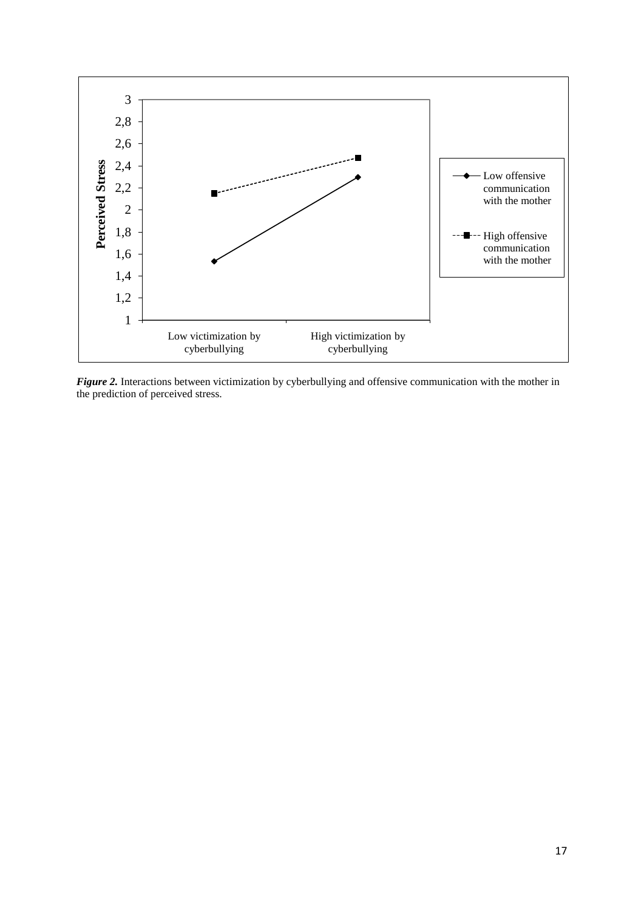3
2,8
2,6
2,4
2,2
2
1,8
1,6
1,4
1,2
1

Perceived Stress

Low victimization by cyberbullying

High victimization by cyberbullying

Low offensive communication with the mother

High offensive communication with the mother

***Figure 2.*** Interactions between victimization by cyberbullying and offensive communication with the mother in the prediction of perceived stress.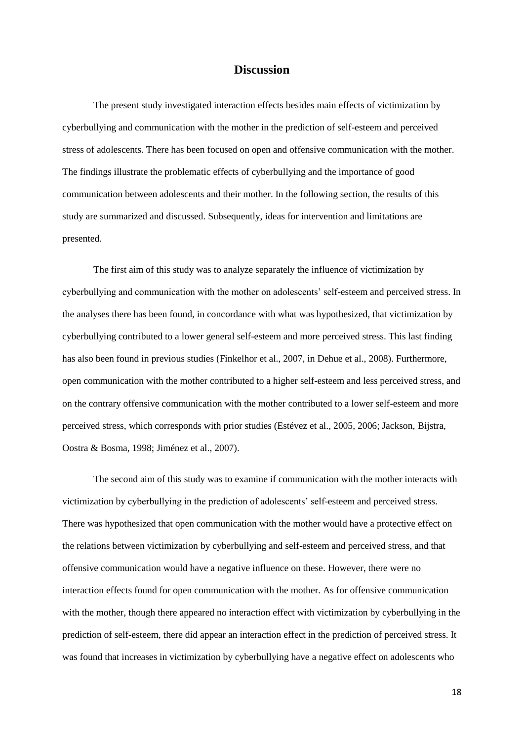# Discussion

The present study investigated interaction effects besides main effects of victimization by cyberbullying and communication with the mother in the prediction of self-esteem and perceived stress of adolescents. There has been focused on open and offensive communication with the mother. The findings illustrate the problematic effects of cyberbullying and the importance of good communication between adolescents and their mother. In the following section, the results of this study are summarized and discussed. Subsequently, ideas for intervention and limitations are presented.

The first aim of this study was to analyze separately the influence of victimization by cyberbullying and communication with the mother on adolescents' self-esteem and perceived stress. In the analyses there has been found, in concordance with what was hypothesized, that victimization by cyberbullying contributed to a lower general self-esteem and more perceived stress. This last finding has also been found in previous studies (Finkelhor et al., 2007, in Dehue et al., 2008). Furthermore, open communication with the mother contributed to a higher self-esteem and less perceived stress, and on the contrary offensive communication with the mother contributed to a lower self-esteem and more perceived stress, which corresponds with prior studies (Estévez et al., 2005, 2006; Jackson, Bijstra, Oostra & Bosma, 1998; Jiménez et al., 2007).

The second aim of this study was to examine if communication with the mother interacts with victimization by cyberbullying in the prediction of adolescents' self-esteem and perceived stress. There was hypothesized that open communication with the mother would have a protective effect on the relations between victimization by cyberbullying and self-esteem and perceived stress, and that offensive communication would have a negative influence on these. However, there were no interaction effects found for open communication with the mother. As for offensive communication with the mother, though there appeared no interaction effect with victimization by cyberbullying in the prediction of self-esteem, there did appear an interaction effect in the prediction of perceived stress. It was found that increases in victimization by cyberbullying have a negative effect on adolescents who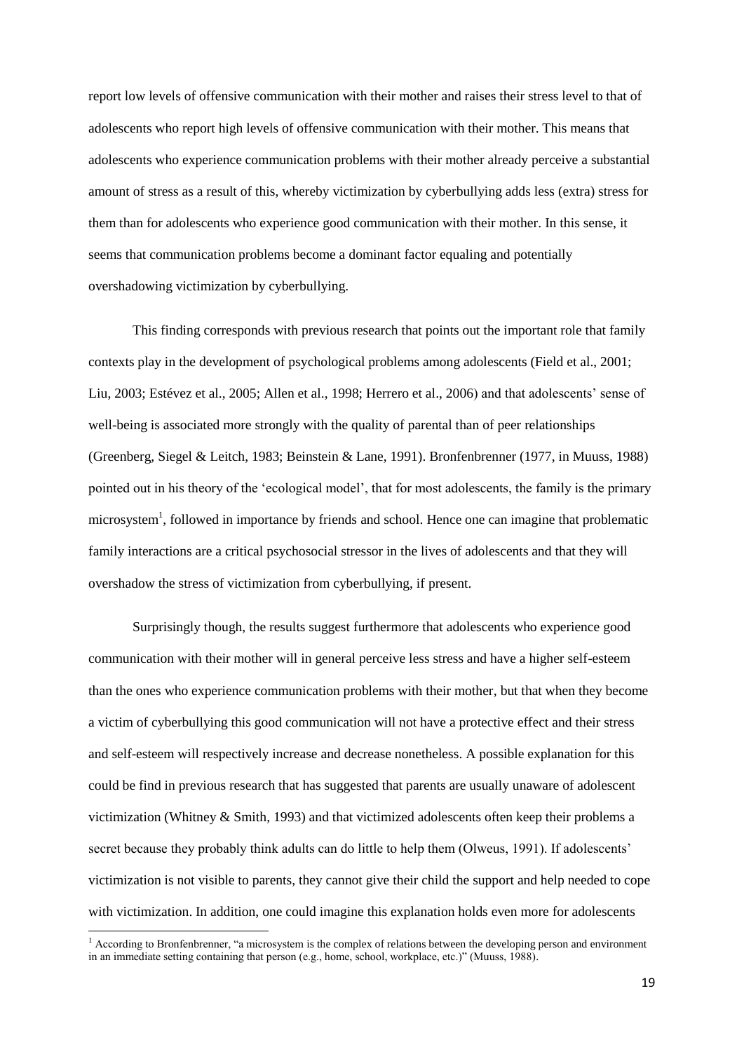report low levels of offensive communication with their mother and raises their stress level to that of adolescents who report high levels of offensive communication with their mother. This means that adolescents who experience communication problems with their mother already perceive a substantial amount of stress as a result of this, whereby victimization by cyberbullying adds less (extra) stress for them than for adolescents who experience good communication with their mother. In this sense, it seems that communication problems become a dominant factor equaling and potentially overshadowing victimization by cyberbullying.

This finding corresponds with previous research that points out the important role that family contexts play in the development of psychological problems among adolescents (Field et al., 2001; Liu, 2003; Estévez et al., 2005; Allen et al., 1998; Herrero et al., 2006) and that adolescents' sense of well-being is associated more strongly with the quality of parental than of peer relationships (Greenberg, Siegel & Leitch, 1983; Beinstein & Lane, 1991). Bronfenbrenner (1977, in Muuss, 1988) pointed out in his theory of the 'ecological model', that for most adolescents, the family is the primary microsystem[1], followed in importance by friends and school. Hence one can imagine that problematic family interactions are a critical psychosocial stressor in the lives of adolescents and that they will overshadow the stress of victimization from cyberbullying, if present.

Surprisingly though, the results suggest furthermore that adolescents who experience good communication with their mother will in general perceive less stress and have a higher self-esteem than the ones who experience communication problems with their mother, but that when they become a victim of cyberbullying this good communication will not have a protective effect and their stress and self-esteem will respectively increase and decrease nonetheless. A possible explanation for this could be find in previous research that has suggested that parents are usually unaware of adolescent victimization (Whitney & Smith, 1993) and that victimized adolescents often keep their problems a secret because they probably think adults can do little to help them (Olweus, 1991). If adolescents' victimization is not visible to parents, they cannot give their child the support and help needed to cope with victimization. In addition, one could imagine this explanation holds even more for adolescents

[1] According to Bronfenbrenner, "a microsystem is the complex of relations between the developing person and environment in an immediate setting containing that person (e.g., home, school, workplace, etc.)" (Muuss, 1988).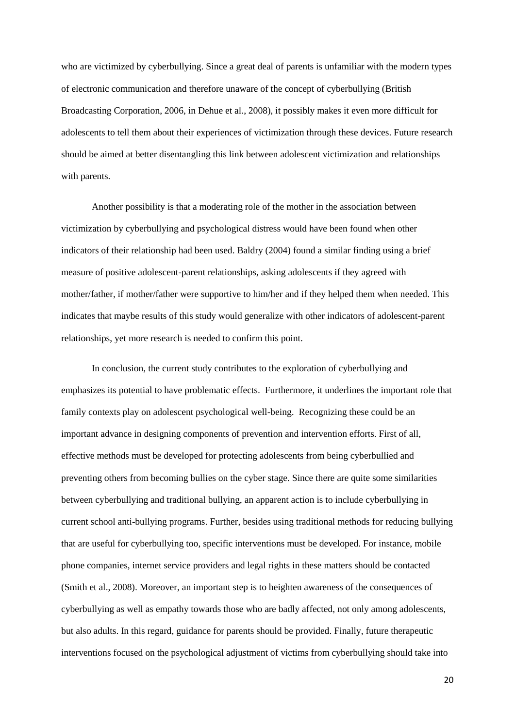who are victimized by cyberbullying. Since a great deal of parents is unfamiliar with the modern types of electronic communication and therefore unaware of the concept of cyberbullying (British Broadcasting Corporation, 2006, in Dehue et al., 2008), it possibly makes it even more difficult for adolescents to tell them about their experiences of victimization through these devices. Future research should be aimed at better disentangling this link between adolescent victimization and relationships with parents.

Another possibility is that a moderating role of the mother in the association between victimization by cyberbullying and psychological distress would have been found when other indicators of their relationship had been used. Baldry (2004) found a similar finding using a brief measure of positive adolescent-parent relationships, asking adolescents if they agreed with mother/father, if mother/father were supportive to him/her and if they helped them when needed. This indicates that maybe results of this study would generalize with other indicators of adolescent-parent relationships, yet more research is needed to confirm this point.

In conclusion, the current study contributes to the exploration of cyberbullying and emphasizes its potential to have problematic effects. Furthermore, it underlines the important role that family contexts play on adolescent psychological well-being. Recognizing these could be an important advance in designing components of prevention and intervention efforts. First of all, effective methods must be developed for protecting adolescents from being cyberbullied and preventing others from becoming bullies on the cyber stage. Since there are quite some similarities between cyberbullying and traditional bullying, an apparent action is to include cyberbullying in current school anti-bullying programs. Further, besides using traditional methods for reducing bullying that are useful for cyberbullying too, specific interventions must be developed. For instance, mobile phone companies, internet service providers and legal rights in these matters should be contacted (Smith et al., 2008). Moreover, an important step is to heighten awareness of the consequences of cyberbullying as well as empathy towards those who are badly affected, not only among adolescents, but also adults. In this regard, guidance for parents should be provided. Finally, future therapeutic interventions focused on the psychological adjustment of victims from cyberbullying should take into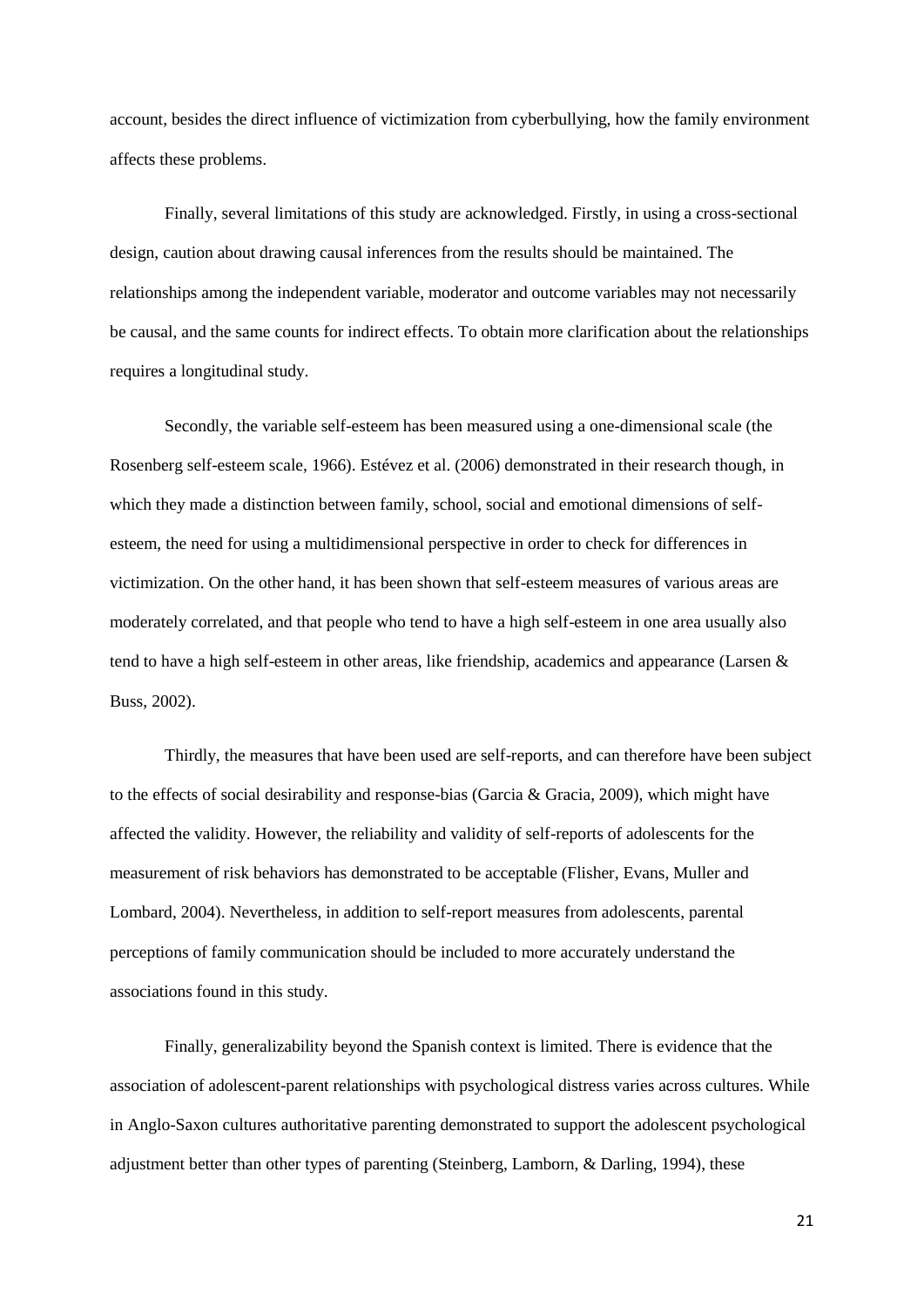account, besides the direct influence of victimization from cyberbullying, how the family environment affects these problems.

Finally, several limitations of this study are acknowledged. Firstly, in using a cross-sectional design, caution about drawing causal inferences from the results should be maintained. The relationships among the independent variable, moderator and outcome variables may not necessarily be causal, and the same counts for indirect effects. To obtain more clarification about the relationships requires a longitudinal study.

Secondly, the variable self-esteem has been measured using a one-dimensional scale (the Rosenberg self-esteem scale, 1966). Estévez et al. (2006) demonstrated in their research though, in which they made a distinction between family, school, social and emotional dimensions of self-esteem, the need for using a multidimensional perspective in order to check for differences in victimization. On the other hand, it has been shown that self-esteem measures of various areas are moderately correlated, and that people who tend to have a high self-esteem in one area usually also tend to have a high self-esteem in other areas, like friendship, academics and appearance (Larsen & Buss, 2002).

Thirdly, the measures that have been used are self-reports, and can therefore have been subject to the effects of social desirability and response-bias (Garcia & Gracia, 2009), which might have affected the validity. However, the reliability and validity of self-reports of adolescents for the measurement of risk behaviors has demonstrated to be acceptable (Flisher, Evans, Muller and Lombard, 2004). Nevertheless, in addition to self-report measures from adolescents, parental perceptions of family communication should be included to more accurately understand the associations found in this study.

Finally, generalizability beyond the Spanish context is limited. There is evidence that the association of adolescent-parent relationships with psychological distress varies across cultures. While in Anglo-Saxon cultures authoritative parenting demonstrated to support the adolescent psychological adjustment better than other types of parenting (Steinberg, Lamborn, & Darling, 1994), these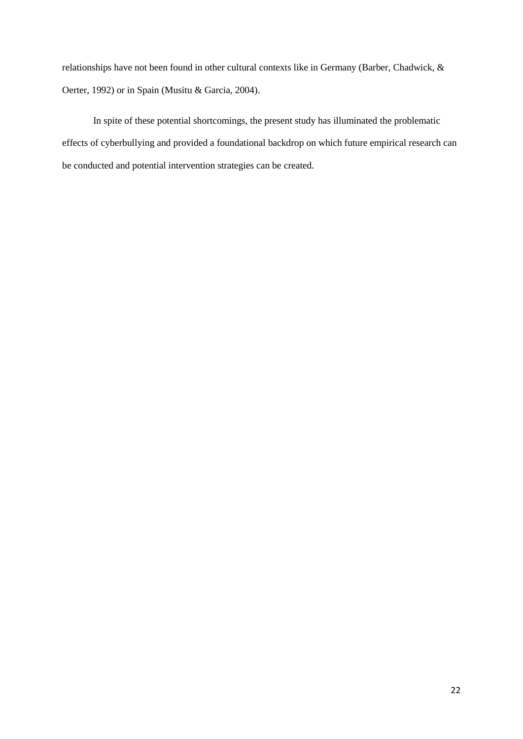relationships have not been found in other cultural contexts like in Germany (Barber, Chadwick, & Oerter, 1992) or in Spain (Musitu & Garcia, 2004).

In spite of these potential shortcomings, the present study has illuminated the problematic effects of cyberbullying and provided a foundational backdrop on which future empirical research can be conducted and potential intervention strategies can be created.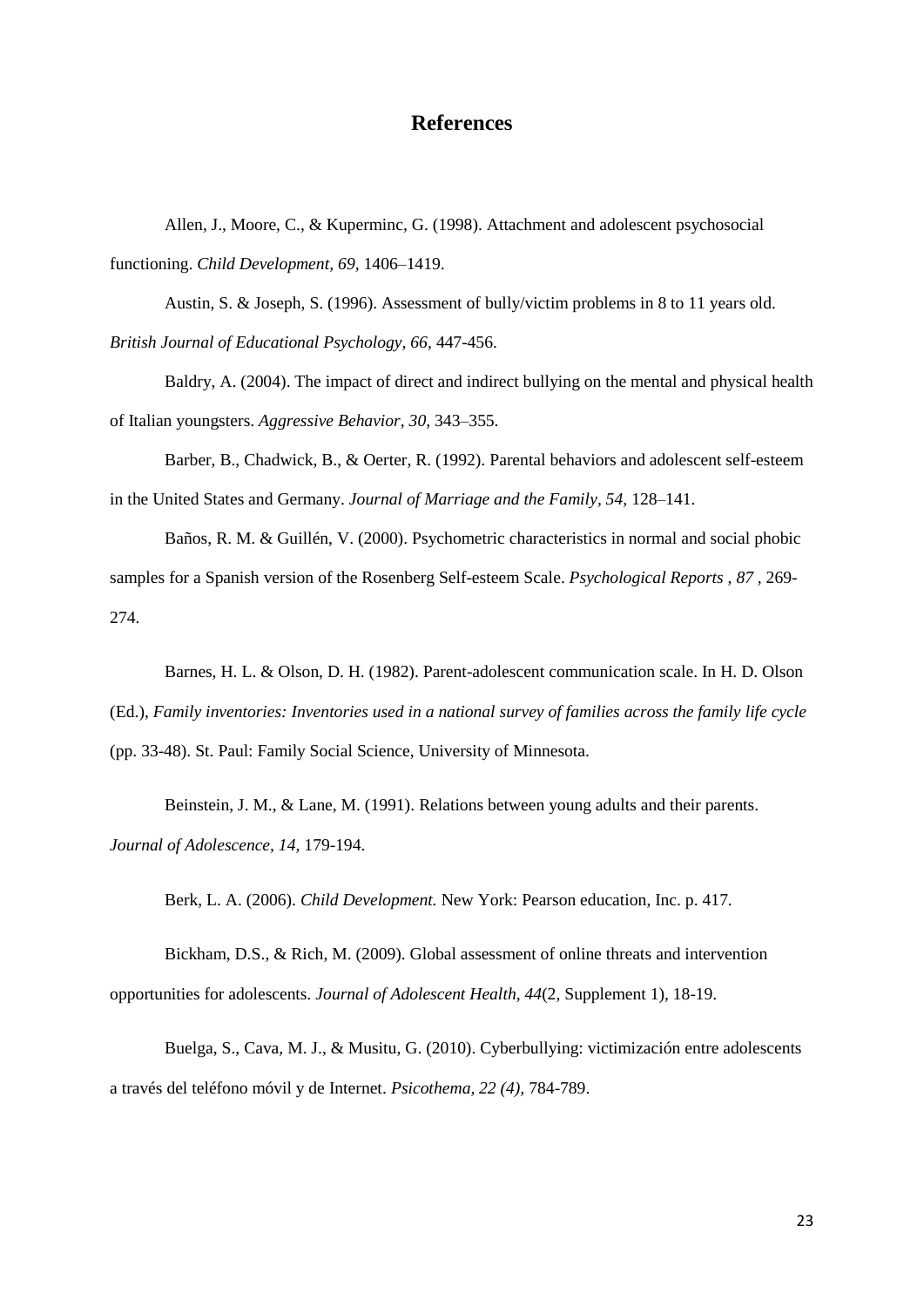# References

Allen, J., Moore, C., & Kuperminc, G. (1998). Attachment and adolescent psychosocial functioning. *Child Development, 69,* 1406–1419.

Austin, S. & Joseph, S. (1996). Assessment of bully/victim problems in 8 to 11 years old. *British Journal of Educational Psychology, 66,* 447-456.

Baldry, A. (2004). The impact of direct and indirect bullying on the mental and physical health of Italian youngsters. *Aggressive Behavior, 30,* 343–355.

Barber, B., Chadwick, B., & Oerter, R. (1992). Parental behaviors and adolescent self-esteem in the United States and Germany. *Journal of Marriage and the Family, 54,* 128–141.

Baños, R. M. & Guillén, V. (2000). Psychometric characteristics in normal and social phobic samples for a Spanish version of the Rosenberg Self-esteem Scale. *Psychological Reports , 87 ,* 269-274.

Barnes, H. L. & Olson, D. H. (1982). Parent-adolescent communication scale. In H. D. Olson (Ed.), *Family inventories: Inventories used in a national survey of families across the family life cycle* (pp. 33-48). St. Paul: Family Social Science, University of Minnesota.

Beinstein, J. M., & Lane, M. (1991). Relations between young adults and their parents. *Journal of Adolescence, 14,* 179-194.

Berk, L. A. (2006). *Child Development.* New York: Pearson education, Inc. p. 417.

Bickham, D.S., & Rich, M. (2009). Global assessment of online threats and intervention opportunities for adolescents. *Journal of Adolescent Health, 44*(2, Supplement 1), 18-19.

Buelga, S., Cava, M. J., & Musitu, G. (2010). Cyberbullying: victimización entre adolescents a través del teléfono móvil y de Internet. *Psicothema, 22 (4),* 784-789.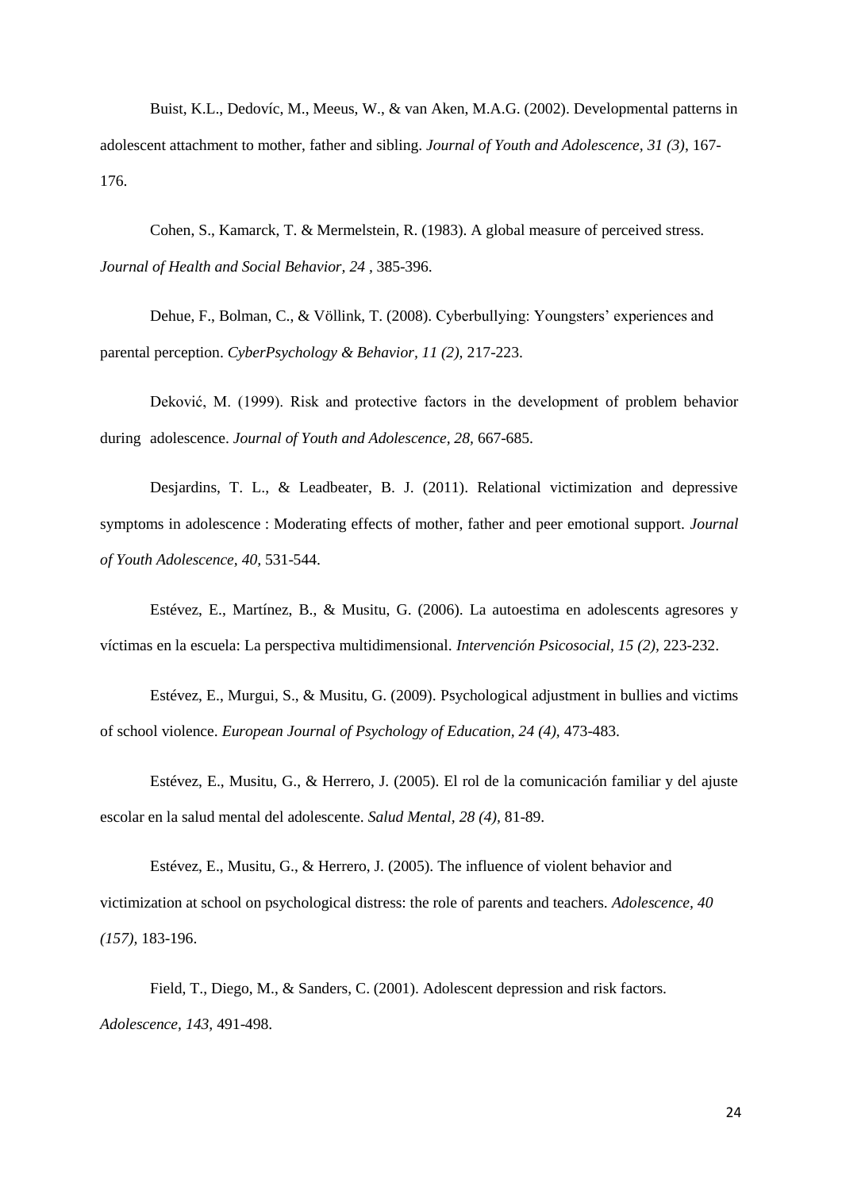Buist, K.L., Dedovíc, M., Meeus, W., & van Aken, M.A.G. (2002). Developmental patterns in adolescent attachment to mother, father and sibling. *Journal of Youth and Adolescence, 31 (3)*, 167-176.

Cohen, S., Kamarck, T. & Mermelstein, R. (1983). A global measure of perceived stress. *Journal of Health and Social Behavior, 24* , 385-396.

Dehue, F., Bolman, C., & Völlink, T. (2008). Cyberbullying: Youngsters' experiences and parental perception. *CyberPsychology & Behavior, 11 (2),* 217-223.

Deković, M. (1999). Risk and protective factors in the development of problem behavior during adolescence. *Journal of Youth and Adolescence, 28,* 667-685.

Desjardins, T. L., & Leadbeater, B. J. (2011). Relational victimization and depressive symptoms in adolescence : Moderating effects of mother, father and peer emotional support. *Journal of Youth Adolescence, 40,* 531-544.

Estévez, E., Martínez, B., & Musitu, G. (2006). La autoestima en adolescents agresores y víctimas en la escuela: La perspectiva multidimensional. *Intervención Psicosocial, 15 (2),* 223-232.

Estévez, E., Murgui, S., & Musitu, G. (2009). Psychological adjustment in bullies and victims of school violence. *European Journal of Psychology of Education, 24 (4),* 473-483.

Estévez, E., Musitu, G., & Herrero, J. (2005). El rol de la comunicación familiar y del ajuste escolar en la salud mental del adolescente. *Salud Mental, 28 (4),* 81-89.

Estévez, E., Musitu, G., & Herrero, J. (2005). The influence of violent behavior and victimization at school on psychological distress: the role of parents and teachers. *Adolescence, 40 (157),* 183-196.

Field, T., Diego, M., & Sanders, C. (2001). Adolescent depression and risk factors. *Adolescence, 143,* 491-498.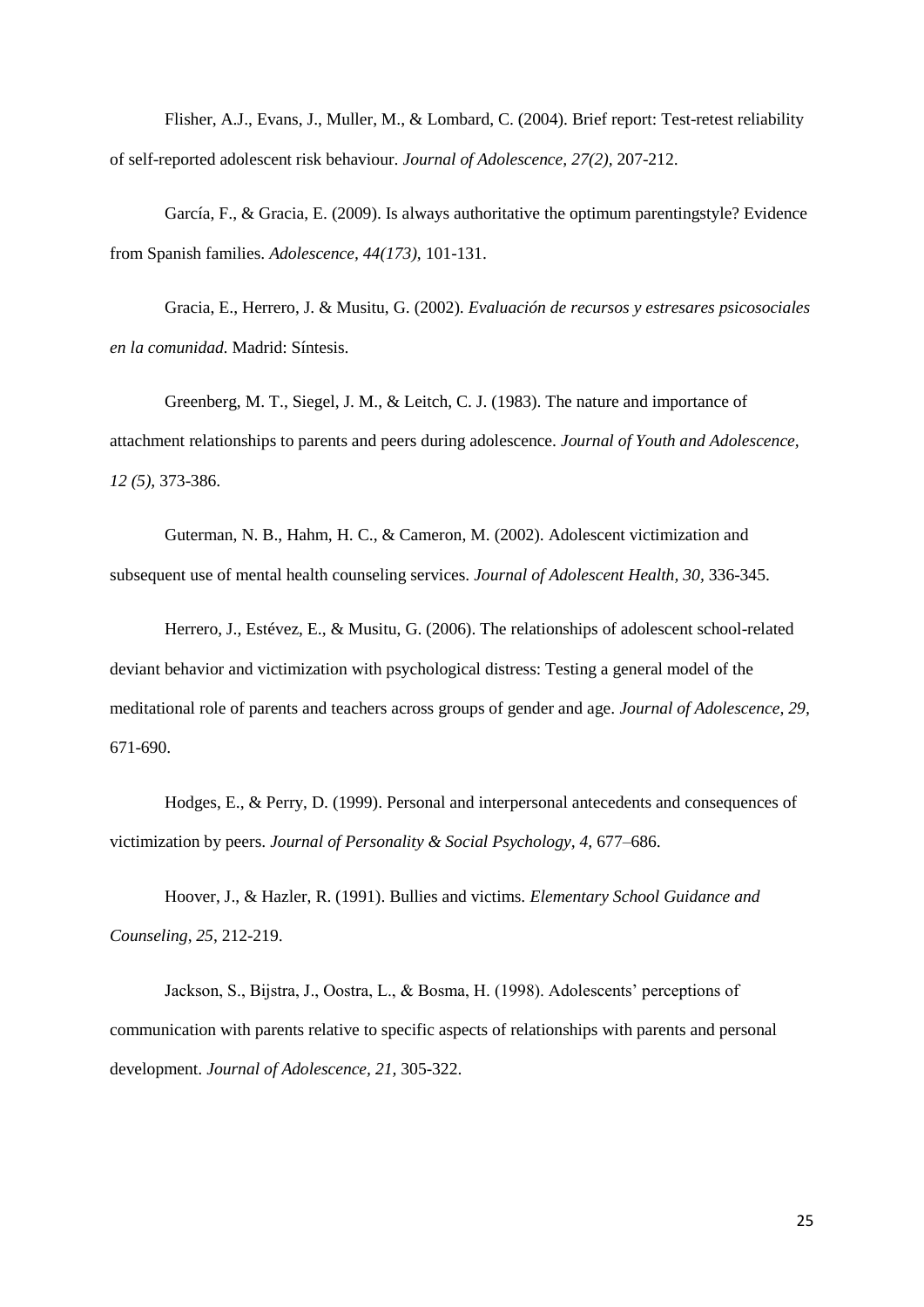Flisher, A.J., Evans, J., Muller, M., & Lombard, C. (2004). Brief report: Test-retest reliability of self-reported adolescent risk behaviour. *Journal of Adolescence, 27(2)*, 207-212.

García, F., & Gracia, E. (2009). Is always authoritative the optimum parentingstyle? Evidence from Spanish families. *Adolescence, 44(173)*, 101-131.

Gracia, E., Herrero, J. & Musitu, G. (2002). *Evaluación de recursos y estresares psicosociales en la comunidad.* Madrid: Síntesis.

Greenberg, M. T., Siegel, J. M., & Leitch, C. J. (1983). The nature and importance of attachment relationships to parents and peers during adolescence. *Journal of Youth and Adolescence, 12 (5)*, 373-386.

Guterman, N. B., Hahm, H. C., & Cameron, M. (2002). Adolescent victimization and subsequent use of mental health counseling services. *Journal of Adolescent Health, 30*, 336-345.

Herrero, J., Estévez, E., & Musitu, G. (2006). The relationships of adolescent school-related deviant behavior and victimization with psychological distress: Testing a general model of the meditational role of parents and teachers across groups of gender and age. *Journal of Adolescence, 29*, 671-690.

Hodges, E., & Perry, D. (1999). Personal and interpersonal antecedents and consequences of victimization by peers. *Journal of Personality & Social Psychology, 4*, 677–686.

Hoover, J., & Hazler, R. (1991). Bullies and victims. *Elementary School Guidance and Counseling, 25*, 212-219.

Jackson, S., Bijstra, J., Oostra, L., & Bosma, H. (1998). Adolescents' perceptions of communication with parents relative to specific aspects of relationships with parents and personal development. *Journal of Adolescence, 21*, 305-322.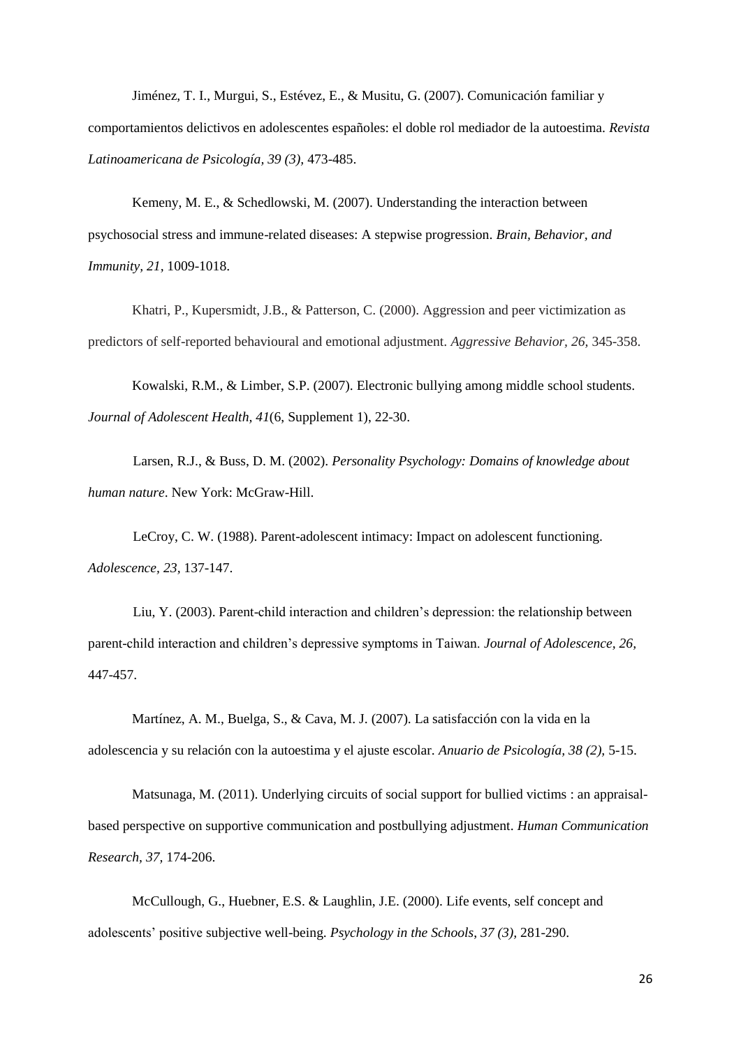Jiménez, T. I., Murgui, S., Estévez, E., & Musitu, G. (2007). Comunicación familiar y comportamientos delictivos en adolescentes españoles: el doble rol mediador de la autoestima. *Revista Latinoamericana de Psicología, 39 (3)*, 473-485.

Kemeny, M. E., & Schedlowski, M. (2007). Understanding the interaction between psychosocial stress and immune-related diseases: A stepwise progression. *Brain, Behavior, and Immunity, 21*, 1009-1018.

Khatri, P., Kupersmidt, J.B., & Patterson, C. (2000). Aggression and peer victimization as predictors of self-reported behavioural and emotional adjustment. *Aggressive Behavior, 26,* 345-358.

Kowalski, R.M., & Limber, S.P. (2007). Electronic bullying among middle school students. *Journal of Adolescent Health, 41*(6, Supplement 1), 22-30.

Larsen, R.J., & Buss, D. M. (2002). *Personality Psychology: Domains of knowledge about human nature*. New York: McGraw-Hill.

LeCroy, C. W. (1988). Parent-adolescent intimacy: Impact on adolescent functioning. *Adolescence, 23,* 137-147.

Liu, Y. (2003). Parent-child interaction and children's depression: the relationship between parent-child interaction and children's depressive symptoms in Taiwan. *Journal of Adolescence, 26,* 447-457.

Martínez, A. M., Buelga, S., & Cava, M. J. (2007). La satisfacción con la vida en la adolescencia y su relación con la autoestima y el ajuste escolar. *Anuario de Psicología, 38 (2),* 5-15.

Matsunaga, M. (2011). Underlying circuits of social support for bullied victims : an appraisal-based perspective on supportive communication and postbullying adjustment. *Human Communication Research, 37,* 174-206.

McCullough, G., Huebner, E.S. & Laughlin, J.E. (2000). Life events, self concept and adolescents' positive subjective well-being. *Psychology in the Schools, 37 (3),* 281-290.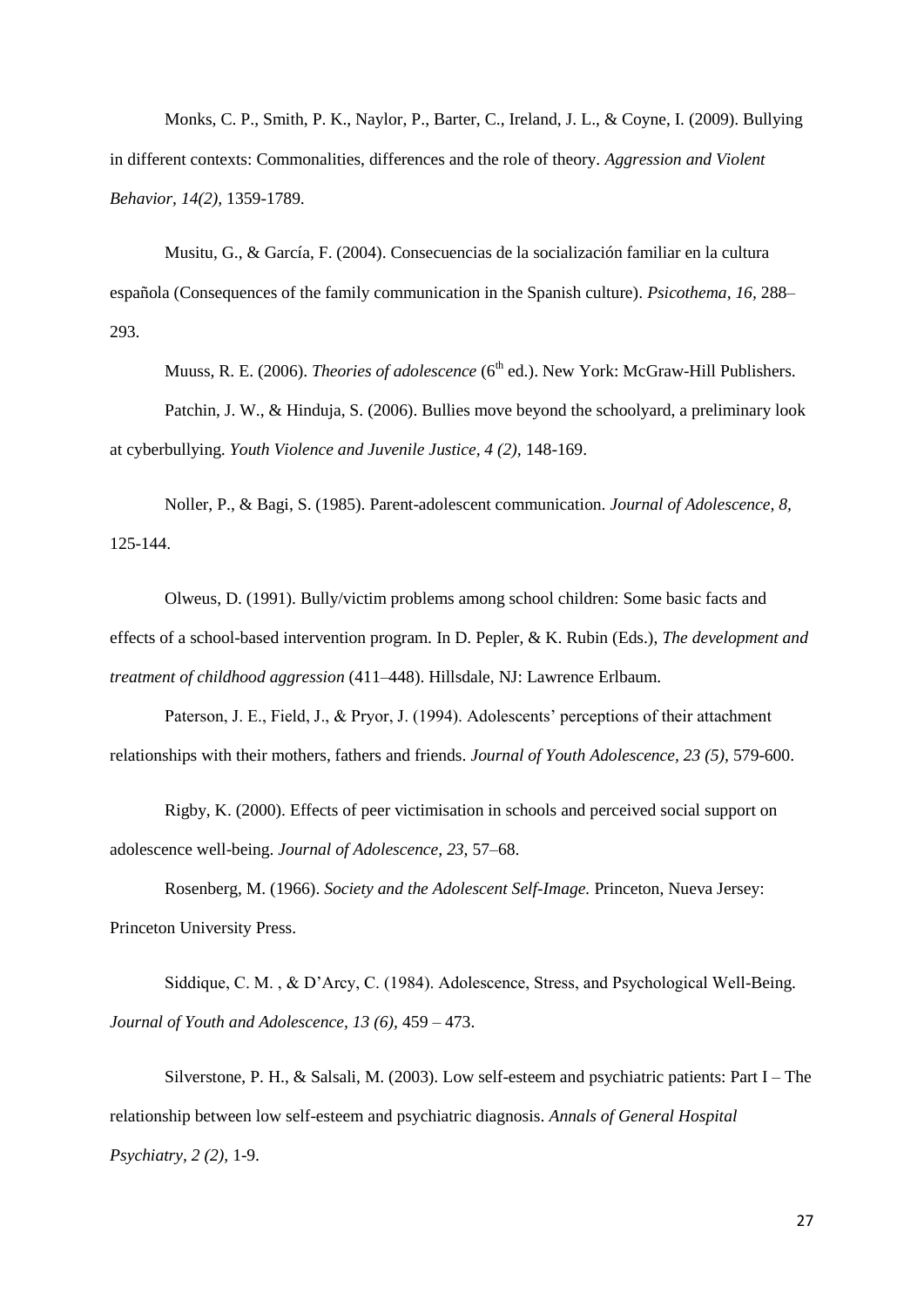Monks, C. P., Smith, P. K., Naylor, P., Barter, C., Ireland, J. L., & Coyne, I. (2009). Bullying in different contexts: Commonalities, differences and the role of theory. *Aggression and Violent Behavior, 14(2),* 1359-1789.

Musitu, G., & García, F. (2004). Consecuencias de la socialización familiar en la cultura española (Consequences of the family communication in the Spanish culture). *Psicothema, 16,* 288–293.

Muuss, R. E. (2006). *Theories of adolescence* (6th ed.). New York: McGraw-Hill Publishers.

Patchin, J. W., & Hinduja, S. (2006). Bullies move beyond the schoolyard, a preliminary look at cyberbullying. *Youth Violence and Juvenile Justice, 4 (2),* 148-169.

Noller, P., & Bagi, S. (1985). Parent-adolescent communication. *Journal of Adolescence, 8,* 125-144.

Olweus, D. (1991). Bully/victim problems among school children: Some basic facts and effects of a school-based intervention program. In D. Pepler, & K. Rubin (Eds.), *The development and treatment of childhood aggression* (411–448). Hillsdale, NJ: Lawrence Erlbaum.

Paterson, J. E., Field, J., & Pryor, J. (1994). Adolescents' perceptions of their attachment relationships with their mothers, fathers and friends. *Journal of Youth Adolescence, 23 (5),* 579-600.

Rigby, K. (2000). Effects of peer victimisation in schools and perceived social support on adolescence well-being. *Journal of Adolescence, 23,* 57–68.

Rosenberg, M. (1966). *Society and the Adolescent Self-Image.* Princeton, Nueva Jersey: Princeton University Press.

Siddique, C. M. , & D'Arcy, C. (1984). Adolescence, Stress, and Psychological Well-Being. *Journal of Youth and Adolescence, 13 (6),* 459 – 473.

Silverstone, P. H., & Salsali, M. (2003). Low self-esteem and psychiatric patients: Part I – The relationship between low self-esteem and psychiatric diagnosis. *Annals of General Hospital Psychiatry, 2 (2),* 1-9.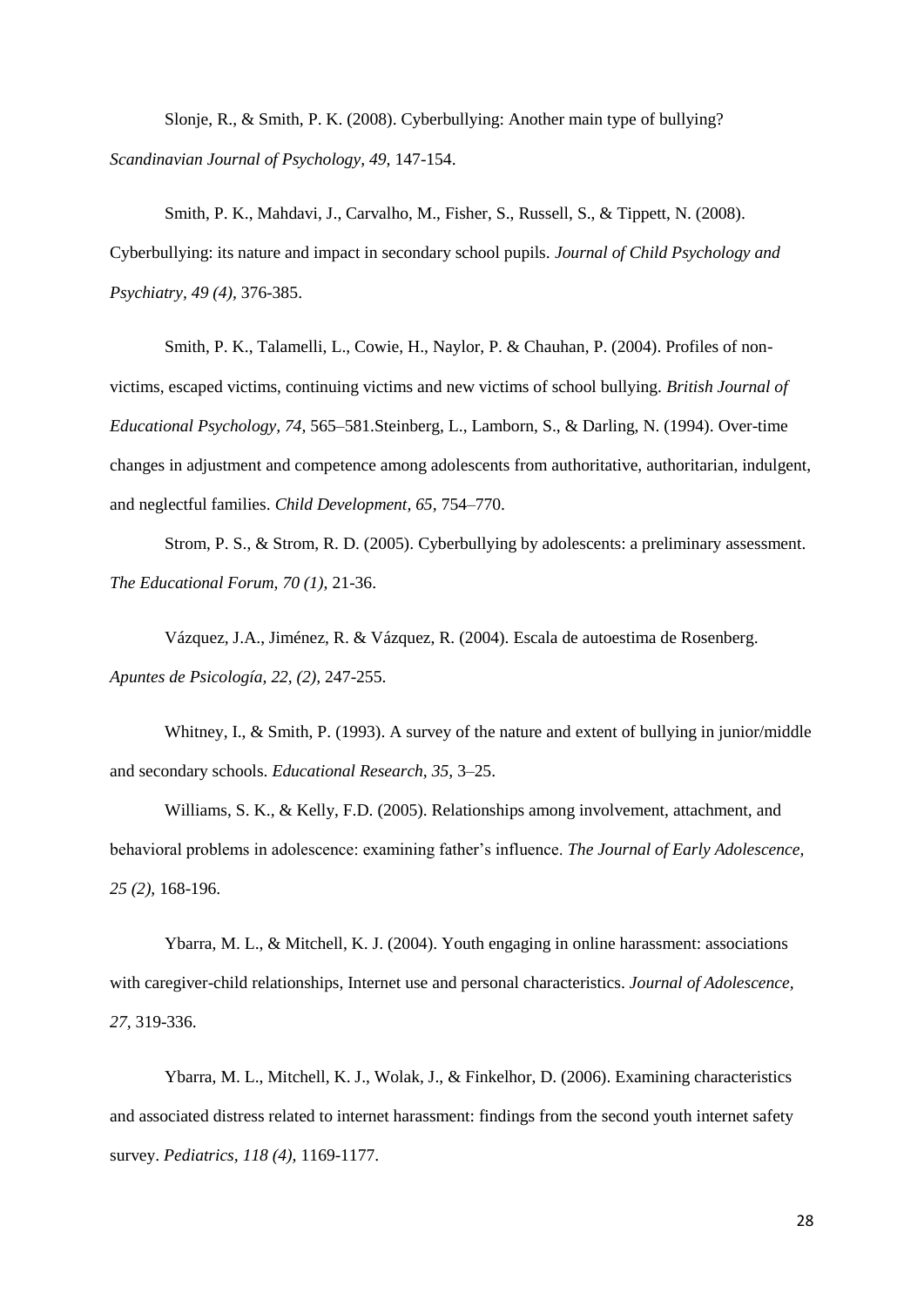Slonje, R., & Smith, P. K. (2008). Cyberbullying: Another main type of bullying? *Scandinavian Journal of Psychology, 49,* 147-154.

Smith, P. K., Mahdavi, J., Carvalho, M., Fisher, S., Russell, S., & Tippett, N. (2008). Cyberbullying: its nature and impact in secondary school pupils. *Journal of Child Psychology and Psychiatry, 49 (4),* 376-385.

Smith, P. K., Talamelli, L., Cowie, H., Naylor, P. & Chauhan, P. (2004). Profiles of non-victims, escaped victims, continuing victims and new victims of school bullying. *British Journal of Educational Psychology, 74,* 565–581.Steinberg, L., Lamborn, S., & Darling, N. (1994). Over-time changes in adjustment and competence among adolescents from authoritative, authoritarian, indulgent, and neglectful families. *Child Development, 65,* 754–770.

Strom, P. S., & Strom, R. D. (2005). Cyberbullying by adolescents: a preliminary assessment. *The Educational Forum, 70 (1),* 21-36.

Vázquez, J.A., Jiménez, R. & Vázquez, R. (2004). Escala de autoestima de Rosenberg. *Apuntes de Psicología, 22, (2),* 247-255.

Whitney, I., & Smith, P. (1993). A survey of the nature and extent of bullying in junior/middle and secondary schools. *Educational Research, 35,* 3–25.

Williams, S. K., & Kelly, F.D. (2005). Relationships among involvement, attachment, and behavioral problems in adolescence: examining father's influence. *The Journal of Early Adolescence, 25 (2),* 168-196.

Ybarra, M. L., & Mitchell, K. J. (2004). Youth engaging in online harassment: associations with caregiver-child relationships, Internet use and personal characteristics. *Journal of Adolescence, 27,* 319-336.

Ybarra, M. L., Mitchell, K. J., Wolak, J., & Finkelhor, D. (2006). Examining characteristics and associated distress related to internet harassment: findings from the second youth internet safety survey. *Pediatrics, 118 (4),* 1169-1177.